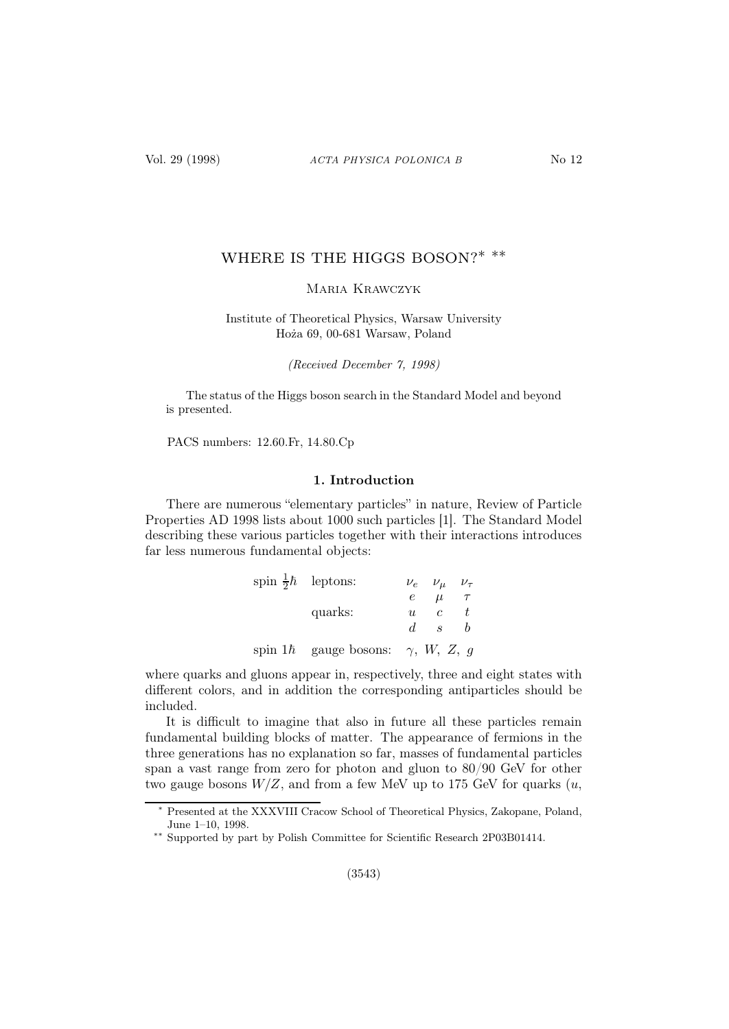# WHERE IS THE HIGGS BOSON?* **

Maria Krawczyk

Institute of Theoretical Physics, Warsaw University
Hoża 69, 00-681 Warsaw, Poland

*(Received December 7, 1998)*

The status of the Higgs boson search in the Standard Model and beyond is presented.

PACS numbers: 12.60.Fr, 14.80.Cp

## 1. Introduction

There are numerous "elementary particles" in nature, Review of Particle Properties AD 1998 lists about 1000 such particles [1]. The Standard Model describing these various particles together with their interactions introduces far less numerous fundamental objects:

| | | | | |
|---|---|---|---|---|
| spin $\frac{1}{2}\hbar$ | leptons: | $\nu_e$ | $\nu_\mu$ | $\nu_\tau$ |
| | | $e$ | $\mu$ | $\tau$ |
| | quarks: | $u$ | $c$ | $t$ |
| | | $d$ | $s$ | $b$ |
| spin $1\hbar$ | gauge bosons: | $\gamma,\ W,\ Z,\ g$ | | |

where quarks and gluons appear in, respectively, three and eight states with different colors, and in addition the corresponding antiparticles should be included.

It is difficult to imagine that also in future all these particles remain fundamental building blocks of matter. The appearance of fermions in the three generations has no explanation so far, masses of fundamental particles span a vast range from zero for photon and gluon to 80/90 GeV for other two gauge bosons $W/Z$, and from a few MeV up to 175 GeV for quarks ($u$,

---

\* Presented at the XXXVIII Cracow School of Theoretical Physics, Zakopane, Poland, June 1–10, 1998.

\*\* Supported by part by Polish Committee for Scientific Research 2P03B01414.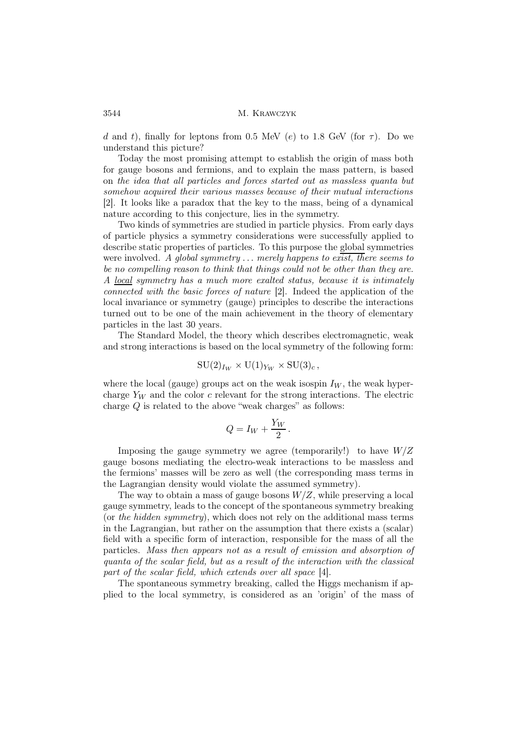$d$ and $t$), finally for leptons from 0.5 MeV ($e$) to 1.8 GeV (for $\tau$). Do we understand this picture?

Today the most promising attempt to establish the origin of mass both for gauge bosons and fermions, and to explain the mass pattern, is based on *the idea that all particles and forces started out as massless quanta but somehow acquired their various masses because of their mutual interactions* [2]. It looks like a paradox that the key to the mass, being of a dynamical nature according to this conjecture, lies in the symmetry.

Two kinds of symmetries are studied in particle physics. From early days of particle physics a symmetry considerations were successfully applied to describe static properties of particles. To this purpose the global symmetries were involved. *A global symmetry ... merely happens to exist, there seems to be no compelling reason to think that things could not be other than they are. A local symmetry has a much more exalted status, because it is intimately connected with the basic forces of nature* [2]. Indeed the application of the local invariance or symmetry (gauge) principles to describe the interactions turned out to be one of the main achievement in the theory of elementary particles in the last 30 years.

The Standard Model, the theory which describes electromagnetic, weak and strong interactions is based on the local symmetry of the following form:

$$\mathrm{SU}(2)_{I_W} \times \mathrm{U}(1)_{Y_W} \times \mathrm{SU}(3)_c \,,$$

where the local (gauge) groups act on the weak isospin $I_W$, the weak hypercharge $Y_W$ and the color $c$ relevant for the strong interactions. The electric charge $Q$ is related to the above "weak charges" as follows:

$$Q = I_W + \frac{Y_W}{2} \,.$$

Imposing the gauge symmetry we agree (temporarily!) to have $W/Z$ gauge bosons mediating the electro-weak interactions to be massless and the fermions' masses will be zero as well (the corresponding mass terms in the Lagrangian density would violate the assumed symmetry).

The way to obtain a mass of gauge bosons $W/Z$, while preserving a local gauge symmetry, leads to the concept of the spontaneous symmetry breaking (or *the hidden symmetry*), which does not rely on the additional mass terms in the Lagrangian, but rather on the assumption that there exists a (scalar) field with a specific form of interaction, responsible for the mass of all the particles. *Mass then appears not as a result of emission and absorption of quanta of the scalar field, but as a result of the interaction with the classical part of the scalar field, which extends over all space* [4].

The spontaneous symmetry breaking, called the Higgs mechanism if applied to the local symmetry, is considered as an 'origin' of the mass of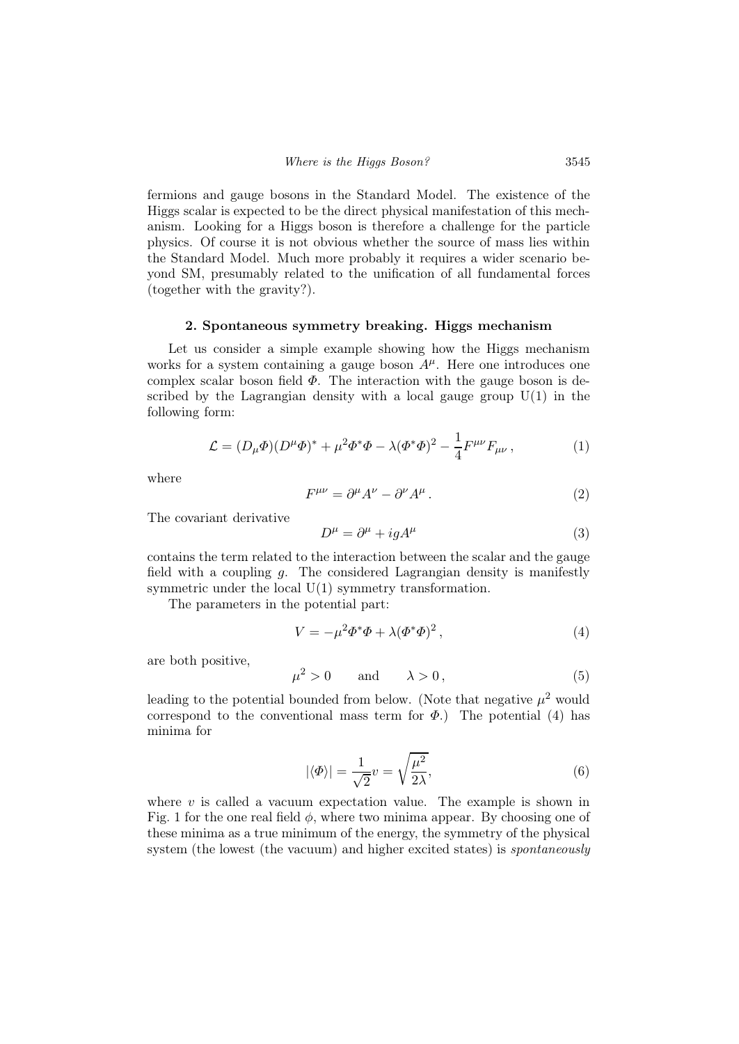fermions and gauge bosons in the Standard Model. The existence of the Higgs scalar is expected to be the direct physical manifestation of this mechanism. Looking for a Higgs boson is therefore a challenge for the particle physics. Of course it is not obvious whether the source of mass lies within the Standard Model. Much more probably it requires a wider scenario beyond SM, presumably related to the unification of all fundamental forces (together with the gravity?).

## 2. Spontaneous symmetry breaking. Higgs mechanism

Let us consider a simple example showing how the Higgs mechanism works for a system containing a gauge boson $A^\mu$. Here one introduces one complex scalar boson field $\Phi$. The interaction with the gauge boson is described by the Lagrangian density with a local gauge group U(1) in the following form:

$$\mathcal{L} = (D_\mu \Phi)(D^\mu \Phi)^* + \mu^2 \Phi^* \Phi - \lambda (\Phi^* \Phi)^2 - \frac{1}{4} F^{\mu\nu} F_{\mu\nu}\,, \tag{1}$$

where

$$F^{\mu\nu} = \partial^\mu A^\nu - \partial^\nu A^\mu\,. \tag{2}$$

The covariant derivative

$$D^\mu = \partial^\mu + igA^\mu \tag{3}$$

contains the term related to the interaction between the scalar and the gauge field with a coupling $g$. The considered Lagrangian density is manifestly symmetric under the local U(1) symmetry transformation.

The parameters in the potential part:

$$V = -\mu^2 \Phi^* \Phi + \lambda (\Phi^* \Phi)^2\,, \tag{4}$$

are both positive,

$$\mu^2 > 0 \qquad \text{and} \qquad \lambda > 0\,, \tag{5}$$

leading to the potential bounded from below. (Note that negative $\mu^2$ would correspond to the conventional mass term for $\Phi$.) The potential (4) has minima for

$$|\langle \Phi \rangle| = \frac{1}{\sqrt{2}} v = \sqrt{\frac{\mu^2}{2\lambda}}, \tag{6}$$

where $v$ is called a vacuum expectation value. The example is shown in Fig. 1 for the one real field $\phi$, where two minima appear. By choosing one of these minima as a true minimum of the energy, the symmetry of the physical system (the lowest (the vacuum) and higher excited states) is *spontaneously*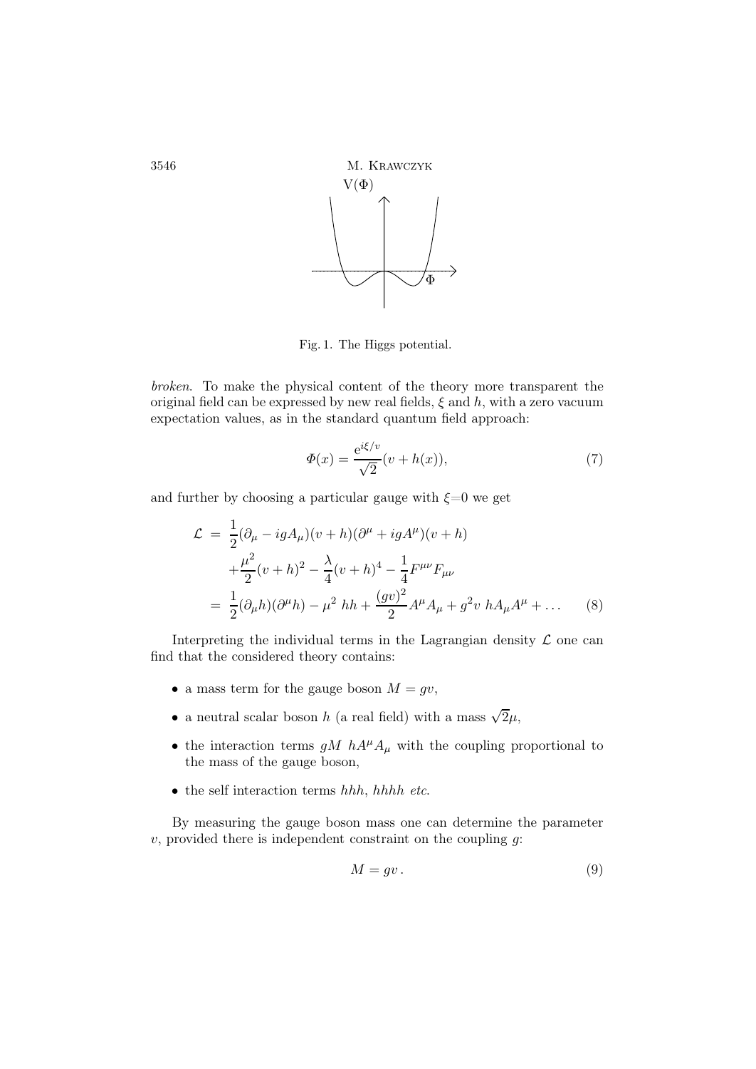Fig. 1. The Higgs potential.

*broken*. To make the physical content of the theory more transparent the original field can be expressed by new real fields, $\xi$ and $h$, with a zero vacuum expectation values, as in the standard quantum field approach:

$$\Phi(x) = \frac{e^{i\xi/v}}{\sqrt{2}}(v + h(x)), \tag{7}$$

and further by choosing a particular gauge with $\xi$=0 we get

$$\begin{aligned}
\mathcal{L} &= \frac{1}{2}(\partial_\mu - igA_\mu)(v+h)(\partial^\mu + igA^\mu)(v+h) \\
&\quad + \frac{\mu^2}{2}(v+h)^2 - \frac{\lambda}{4}(v+h)^4 - \frac{1}{4}F^{\mu\nu}F_{\mu\nu} \\
&= \frac{1}{2}(\partial_\mu h)(\partial^\mu h) - \mu^2\ hh + \frac{(gv)^2}{2}A^\mu A_\mu + g^2 v\ hA_\mu A^\mu + \ldots
\end{aligned} \tag{8}$$

Interpreting the individual terms in the Lagrangian density $\mathcal{L}$ one can find that the considered theory contains:

- a mass term for the gauge boson $M = gv$,
- a neutral scalar boson $h$ (a real field) with a mass $\sqrt{2}\mu$,
- the interaction terms $gM\ hA^\mu A_\mu$ with the coupling proportional to the mass of the gauge boson,
- the self interaction terms $hhh$, $hhhh$ *etc*.

By measuring the gauge boson mass one can determine the parameter $v$, provided there is independent constraint on the coupling $g$:

$$M = gv\,. \tag{9}$$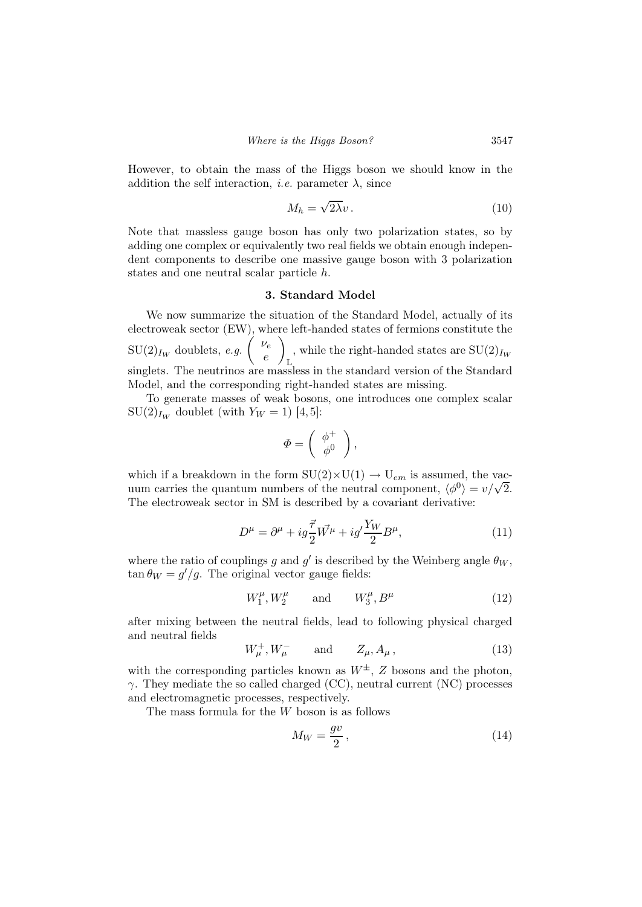However, to obtain the mass of the Higgs boson we should know in the addition the self interaction, *i.e.* parameter $\lambda$, since

$$M_h = \sqrt{2\lambda} v \, . \tag{10}$$

Note that massless gauge boson has only two polarization states, so by adding one complex or equivalently two real fields we obtain enough independent components to describe one massive gauge boson with 3 polarization states and one neutral scalar particle $h$.

## 3. Standard Model

We now summarize the situation of the Standard Model, actually of its electroweak sector (EW), where left-handed states of fermions constitute the $\mathrm{SU}(2)_{I_W}$ doublets, *e.g.* $\begin{pmatrix} \nu_e \\ e \end{pmatrix}_{\mathrm{L}}$, while the right-handed states are $\mathrm{SU}(2)_{I_W}$ singlets. The neutrinos are massless in the standard version of the Standard Model, and the corresponding right-handed states are missing.

To generate masses of weak bosons, one introduces one complex scalar $\mathrm{SU}(2)_{I_W}$ doublet (with $Y_W = 1$) [4, 5]:

$$\Phi = \begin{pmatrix} \phi^+ \\ \phi^0 \end{pmatrix},$$

which if a breakdown in the form $\mathrm{SU}(2) \times \mathrm{U}(1) \rightarrow \mathrm{U}_{em}$ is assumed, the vacuum carries the quantum numbers of the neutral component, $\langle \phi^0 \rangle = v/\sqrt{2}$. The electroweak sector in SM is described by a covariant derivative:

$$D^\mu = \partial^\mu + ig\frac{\vec{\tau}}{2}\vec{W}^\mu + ig'\frac{Y_W}{2}B^\mu, \tag{11}$$

where the ratio of couplings $g$ and $g'$ is described by the Weinberg angle $\theta_W$, $\tan\theta_W = g'/g$. The original vector gauge fields:

$$W_1^\mu, W_2^\mu \qquad \text{and} \qquad W_3^\mu, B^\mu \tag{12}$$

after mixing between the neutral fields, lead to following physical charged and neutral fields

$$W_\mu^+, W_\mu^- \qquad \text{and} \qquad Z_\mu, A_\mu \, , \tag{13}$$

with the corresponding particles known as $W^\pm$, $Z$ bosons and the photon, $\gamma$. They mediate the so called charged (CC), neutral current (NC) processes and electromagnetic processes, respectively.

The mass formula for the $W$ boson is as follows

$$M_W = \frac{gv}{2} \, , \tag{14}$$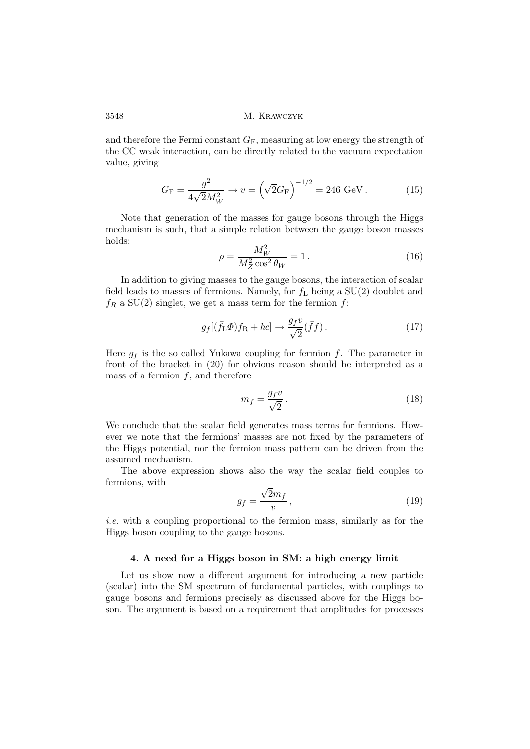and therefore the Fermi constant $G_{\mathrm{F}}$, measuring at low energy the strength of the CC weak interaction, can be directly related to the vacuum expectation value, giving

$$G_{\mathrm{F}} = \frac{g^2}{4\sqrt{2}M_W^2} \to v = \left(\sqrt{2}G_{\mathrm{F}}\right)^{-1/2} = 246 \ \mathrm{GeV}\,. \tag{15}$$

Note that generation of the masses for gauge bosons through the Higgs mechanism is such, that a simple relation between the gauge boson masses holds:

$$\rho = \frac{M_W^2}{M_Z^2 \cos^2\theta_W} = 1\,. \tag{16}$$

In addition to giving masses to the gauge bosons, the interaction of scalar field leads to masses of fermions. Namely, for $f_{\mathrm{L}}$ being a SU(2) doublet and $f_R$ a SU(2) singlet, we get a mass term for the fermion $f$:

$$g_f[(\bar{f}_{\mathrm{L}}\Phi)f_{\mathrm{R}} + hc] \to \frac{g_f v}{\sqrt{2}}(\bar{f}f)\,. \tag{17}$$

Here $g_f$ is the so called Yukawa coupling for fermion $f$. The parameter in front of the bracket in (20) for obvious reason should be interpreted as a mass of a fermion $f$, and therefore

$$m_f = \frac{g_f v}{\sqrt{2}}\,. \tag{18}$$

We conclude that the scalar field generates mass terms for fermions. However we note that the fermions' masses are not fixed by the parameters of the Higgs potential, nor the fermion mass pattern can be driven from the assumed mechanism.

The above expression shows also the way the scalar field couples to fermions, with

$$g_f = \frac{\sqrt{2}m_f}{v}\,, \tag{19}$$

*i.e.* with a coupling proportional to the fermion mass, similarly as for the Higgs boson coupling to the gauge bosons.

## 4. A need for a Higgs boson in SM: a high energy limit

Let us show now a different argument for introducing a new particle (scalar) into the SM spectrum of fundamental particles, with couplings to gauge bosons and fermions precisely as discussed above for the Higgs boson. The argument is based on a requirement that amplitudes for processes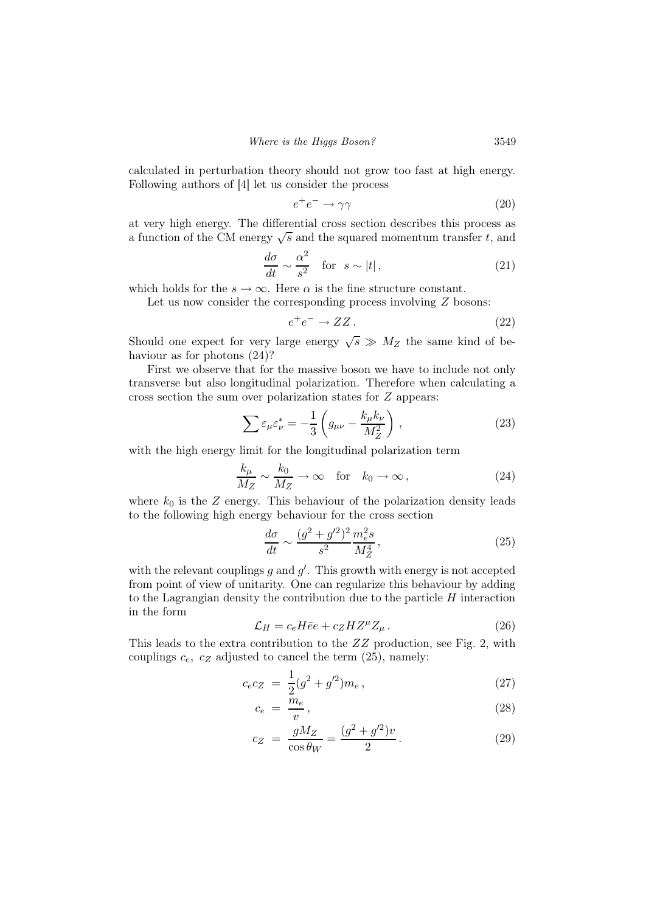calculated in perturbation theory should not grow too fast at high energy. Following authors of [4] let us consider the process

$$e^+e^- \to \gamma\gamma \tag{20}$$

at very high energy. The differential cross section describes this process as a function of the CM energy $\sqrt{s}$ and the squared momentum transfer $t$, and

$$\frac{d\sigma}{dt} \sim \frac{\alpha^2}{s^2} \quad \text{for} \quad s \sim |t|\,, \tag{21}$$

which holds for the $s \to \infty$. Here $\alpha$ is the fine structure constant.

Let us now consider the corresponding process involving $Z$ bosons:

$$e^+e^- \to ZZ\,. \tag{22}$$

Should one expect for very large energy $\sqrt{s} \gg M_Z$ the same kind of behaviour as for photons (24)?

First we observe that for the massive boson we have to include not only transverse but also longitudinal polarization. Therefore when calculating a cross section the sum over polarization states for $Z$ appears:

$$\sum \varepsilon_\mu \varepsilon^*_\nu = -\frac{1}{3}\left(g_{\mu\nu} - \frac{k_\mu k_\nu}{M_Z^2}\right), \tag{23}$$

with the high energy limit for the longitudinal polarization term

$$\frac{k_\mu}{M_Z} \sim \frac{k_0}{M_Z} \to \infty \quad \text{for} \quad k_0 \to \infty\,, \tag{24}$$

where $k_0$ is the $Z$ energy. This behaviour of the polarization density leads to the following high energy behaviour for the cross section

$$\frac{d\sigma}{dt} \sim \frac{(g^2+g'^2)^2}{s^2}\frac{m_e^2 s}{M_Z^4}\,, \tag{25}$$

with the relevant couplings $g$ and $g'$. This growth with energy is not accepted from point of view of unitarity. One can regularize this behaviour by adding to the Lagrangian density the contribution due to the particle $H$ interaction in the form

$$\mathcal{L}_H = c_e H\bar{e}e + c_Z H Z^\mu Z_\mu\,. \tag{26}$$

This leads to the extra contribution to the $ZZ$ production, see Fig. 2, with couplings $c_e$, $c_Z$ adjusted to cancel the term (25), namely:

$$c_e c_Z = \frac{1}{2}(g^2+g'^2)m_e\,, \tag{27}$$

$$c_e = \frac{m_e}{v}\,, \tag{28}$$

$$c_Z = \frac{gM_Z}{\cos\theta_W} = \frac{(g^2+g'^2)v}{2}\,. \tag{29}$$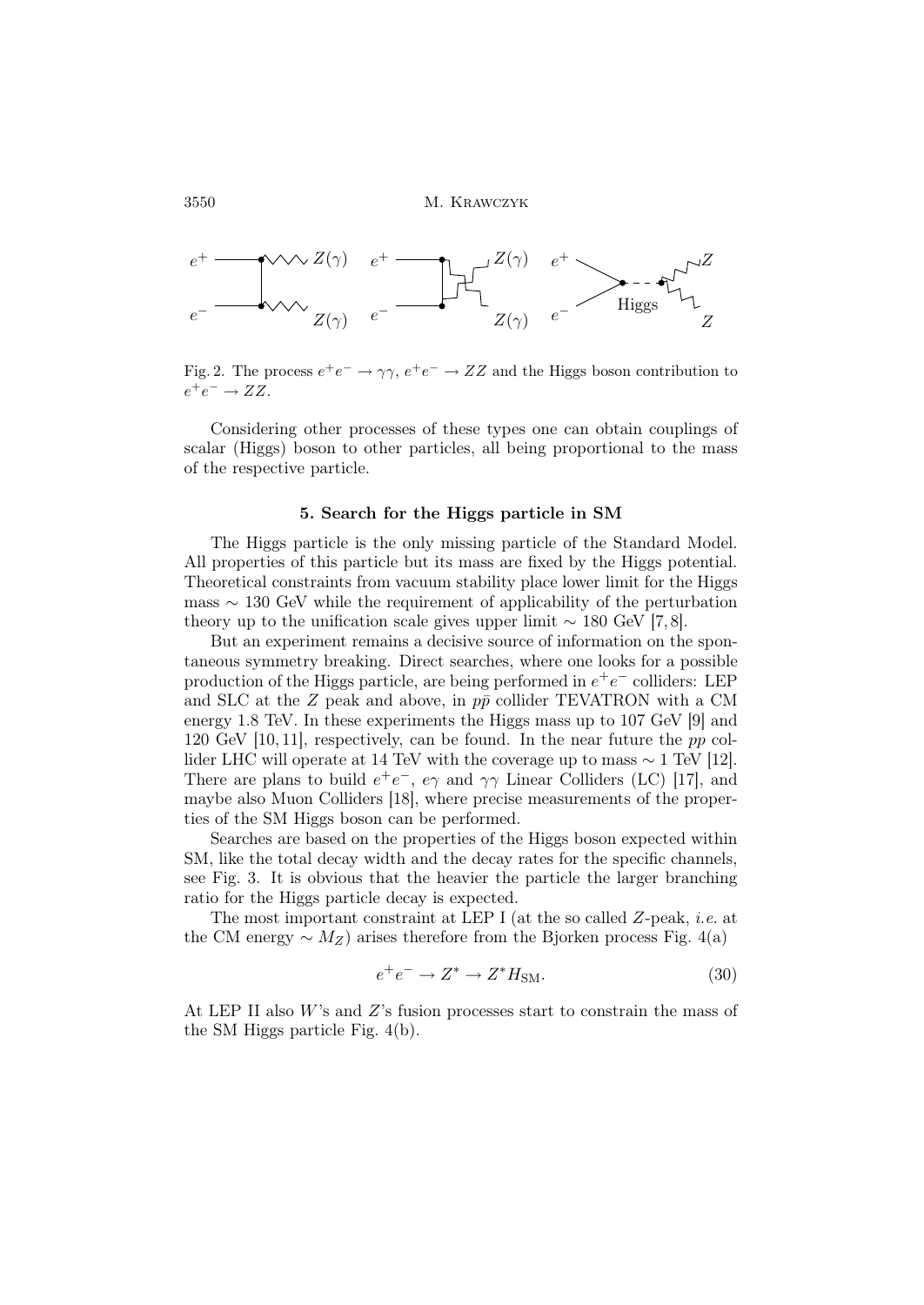Fig. 2. The process $e^+e^- \to \gamma\gamma$, $e^+e^- \to ZZ$ and the Higgs boson contribution to $e^+e^- \to ZZ$.

Considering other processes of these types one can obtain couplings of scalar (Higgs) boson to other particles, all being proportional to the mass of the respective particle.

### 5. Search for the Higgs particle in SM

The Higgs particle is the only missing particle of the Standard Model. All properties of this particle but its mass are fixed by the Higgs potential. Theoretical constraints from vacuum stability place lower limit for the Higgs mass $\sim 130$ GeV while the requirement of applicability of the perturbation theory up to the unification scale gives upper limit $\sim 180$ GeV [7,8].

But an experiment remains a decisive source of information on the spontaneous symmetry breaking. Direct searches, where one looks for a possible production of the Higgs particle, are being performed in $e^+e^-$ colliders: LEP and SLC at the $Z$ peak and above, in $p\bar{p}$ collider TEVATRON with a CM energy 1.8 TeV. In these experiments the Higgs mass up to 107 GeV [9] and 120 GeV [10,11], respectively, can be found. In the near future the $pp$ collider LHC will operate at 14 TeV with the coverage up to mass $\sim 1$ TeV [12]. There are plans to build $e^+e^-$, $e\gamma$ and $\gamma\gamma$ Linear Colliders (LC) [17], and maybe also Muon Colliders [18], where precise measurements of the properties of the SM Higgs boson can be performed.

Searches are based on the properties of the Higgs boson expected within SM, like the total decay width and the decay rates for the specific channels, see Fig. 3. It is obvious that the heavier the particle the larger branching ratio for the Higgs particle decay is expected.

The most important constraint at LEP I (at the so called $Z$-peak, *i.e.* at the CM energy $\sim M_Z$) arises therefore from the Bjorken process Fig. 4(a)

$$e^+e^- \to Z^* \to Z^* H_{\rm SM}. \tag{30}$$

At LEP II also $W$'s and $Z$'s fusion processes start to constrain the mass of the SM Higgs particle Fig. 4(b).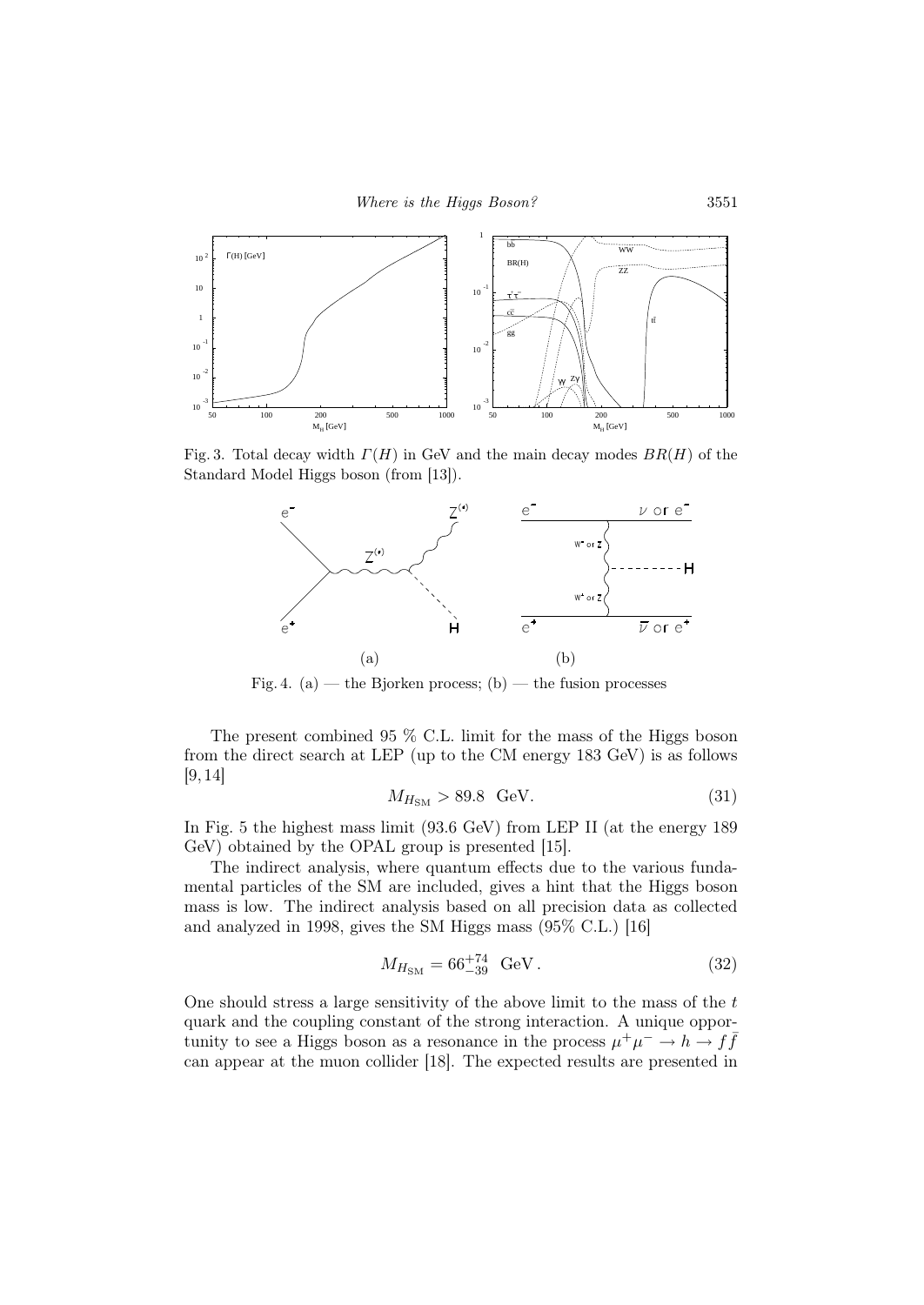Fig. 3. Total decay width $\Gamma(H)$ in GeV and the main decay modes $BR(H)$ of the Standard Model Higgs boson (from [13]).

Fig. 4. (a) — the Bjorken process; (b) — the fusion processes

The present combined 95 % C.L. limit for the mass of the Higgs boson from the direct search at LEP (up to the CM energy 183 GeV) is as follows [9, 14]

$$M_{H_{\rm SM}} > 89.8 \text{ GeV}. \tag{31}$$

In Fig. 5 the highest mass limit (93.6 GeV) from LEP II (at the energy 189 GeV) obtained by the OPAL group is presented [15].

The indirect analysis, where quantum effects due to the various fundamental particles of the SM are included, gives a hint that the Higgs boson mass is low. The indirect analysis based on all precision data as collected and analyzed in 1998, gives the SM Higgs mass (95% C.L.) [16]

$$M_{H_{\rm SM}} = 66^{+74}_{-39} \text{ GeV}. \tag{32}$$

One should stress a large sensitivity of the above limit to the mass of the $t$ quark and the coupling constant of the strong interaction. A unique opportunity to see a Higgs boson as a resonance in the process $\mu^+\mu^- \to h \to f\bar{f}$ can appear at the muon collider [18]. The expected results are presented in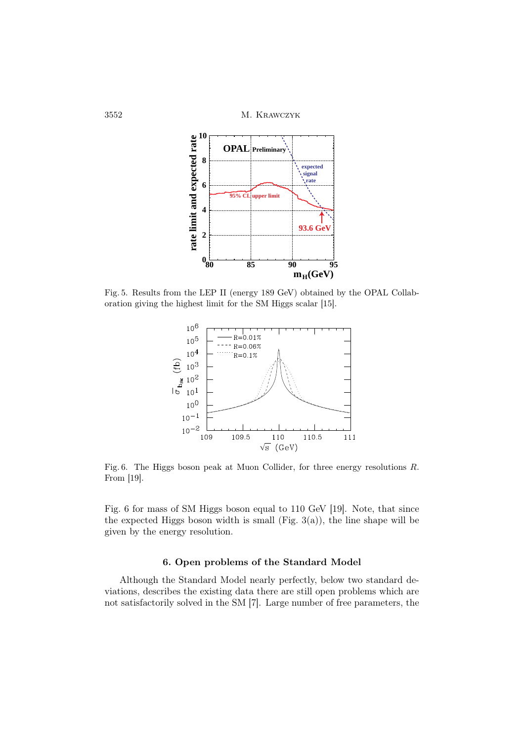Fig. 5. Results from the LEP II (energy 189 GeV) obtained by the OPAL Collaboration giving the highest limit for the SM Higgs scalar [15].

Fig. 6. The Higgs boson peak at Muon Collider, for three energy resolutions $R$. From [19].

Fig. 6 for mass of SM Higgs boson equal to 110 GeV [19]. Note, that since the expected Higgs boson width is small (Fig. 3(a)), the line shape will be given by the energy resolution.

## 6. Open problems of the Standard Model

Although the Standard Model nearly perfectly, below two standard deviations, describes the existing data there are still open problems which are not satisfactorily solved in the SM [7]. Large number of free parameters, the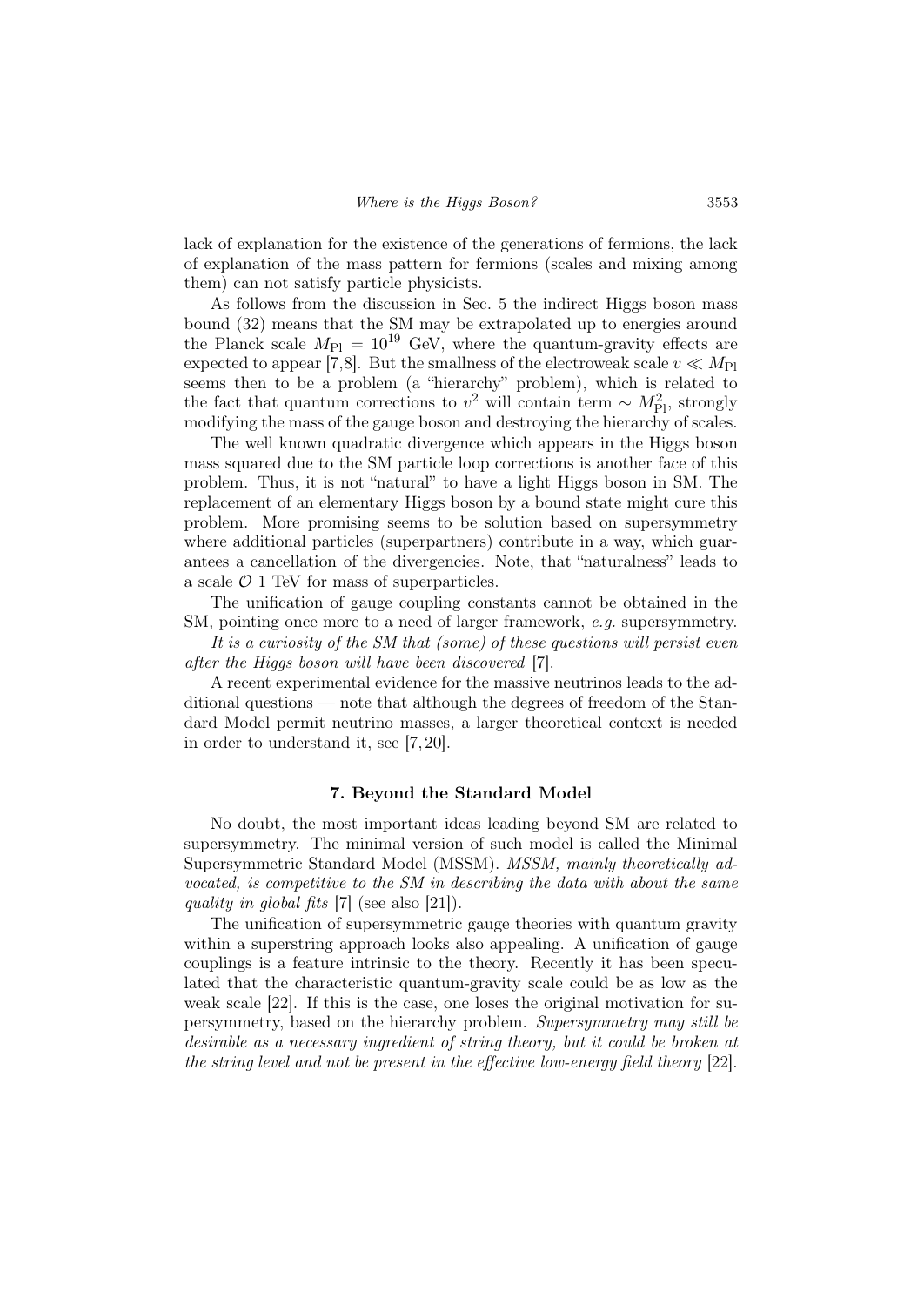lack of explanation for the existence of the generations of fermions, the lack of explanation of the mass pattern for fermions (scales and mixing among them) can not satisfy particle physicists.

As follows from the discussion in Sec. 5 the indirect Higgs boson mass bound (32) means that the SM may be extrapolated up to energies around the Planck scale $M_{\rm Pl} = 10^{19}$ GeV, where the quantum-gravity effects are expected to appear [7,8]. But the smallness of the electroweak scale $v \ll M_{\rm Pl}$ seems then to be a problem (a "hierarchy" problem), which is related to the fact that quantum corrections to $v^2$ will contain term $\sim M_{\rm Pl}^2$, strongly modifying the mass of the gauge boson and destroying the hierarchy of scales.

The well known quadratic divergence which appears in the Higgs boson mass squared due to the SM particle loop corrections is another face of this problem. Thus, it is not "natural" to have a light Higgs boson in SM. The replacement of an elementary Higgs boson by a bound state might cure this problem. More promising seems to be solution based on supersymmetry where additional particles (superpartners) contribute in a way, which guarantees a cancellation of the divergencies. Note, that "naturalness" leads to a scale $\mathcal{O}$ 1 TeV for mass of superparticles.

The unification of gauge coupling constants cannot be obtained in the SM, pointing once more to a need of larger framework, *e.g.* supersymmetry.

*It is a curiosity of the SM that (some) of these questions will persist even after the Higgs boson will have been discovered* [7].

A recent experimental evidence for the massive neutrinos leads to the additional questions — note that although the degrees of freedom of the Standard Model permit neutrino masses, a larger theoretical context is needed in order to understand it, see [7, 20].

## 7. Beyond the Standard Model

No doubt, the most important ideas leading beyond SM are related to supersymmetry. The minimal version of such model is called the Minimal Supersymmetric Standard Model (MSSM). *MSSM, mainly theoretically advocated, is competitive to the SM in describing the data with about the same quality in global fits* [7] (see also [21]).

The unification of supersymmetric gauge theories with quantum gravity within a superstring approach looks also appealing. A unification of gauge couplings is a feature intrinsic to the theory. Recently it has been speculated that the characteristic quantum-gravity scale could be as low as the weak scale [22]. If this is the case, one loses the original motivation for supersymmetry, based on the hierarchy problem. *Supersymmetry may still be desirable as a necessary ingredient of string theory, but it could be broken at the string level and not be present in the effective low-energy field theory* [22].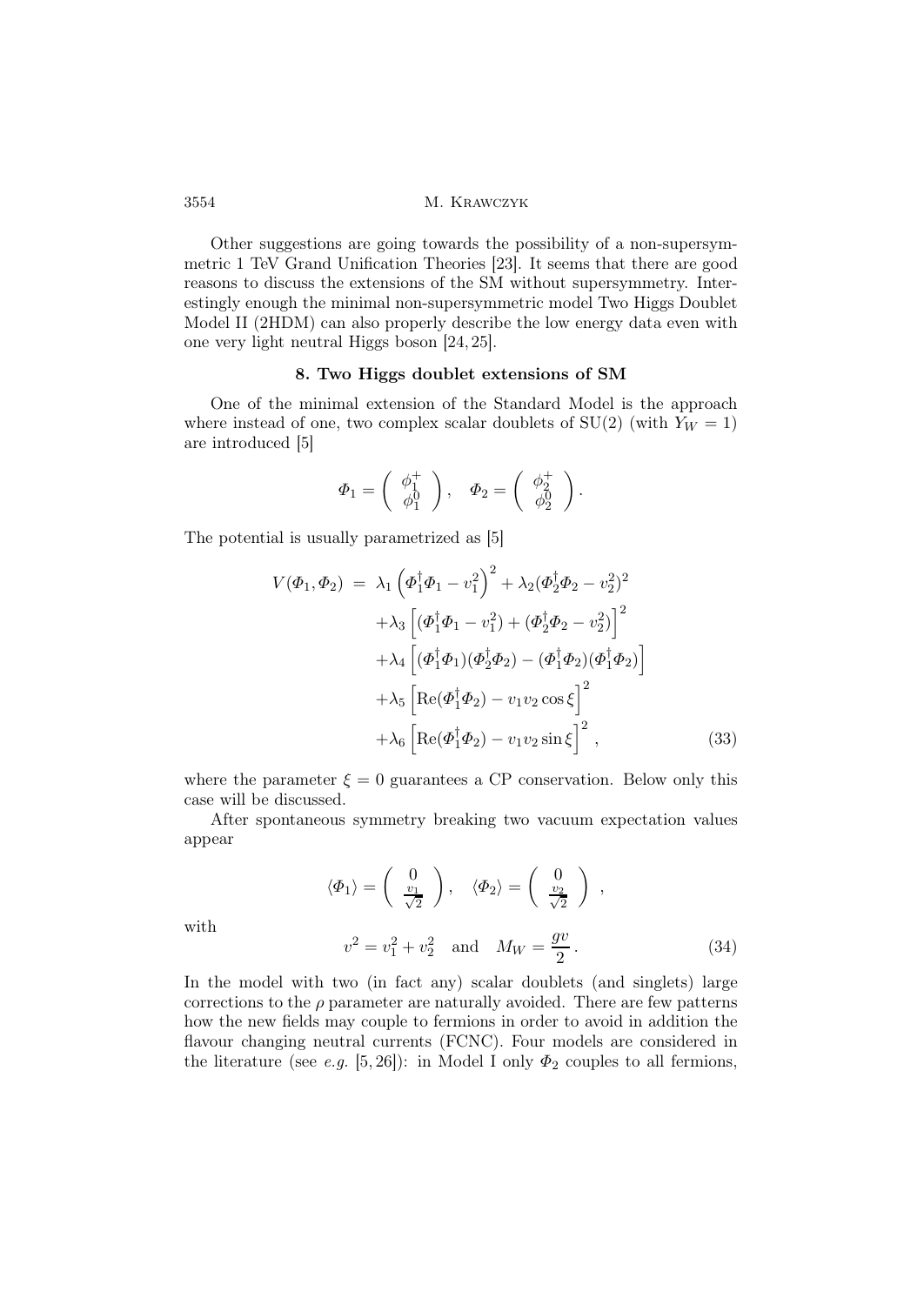Other suggestions are going towards the possibility of a non-supersymmetric 1 TeV Grand Unification Theories [23]. It seems that there are good reasons to discuss the extensions of the SM without supersymmetry. Interestingly enough the minimal non-supersymmetric model Two Higgs Doublet Model II (2HDM) can also properly describe the low energy data even with one very light neutral Higgs boson [24, 25].

## 8. Two Higgs doublet extensions of SM

One of the minimal extension of the Standard Model is the approach where instead of one, two complex scalar doublets of SU(2) (with $Y_W = 1$) are introduced [5]

$$\Phi_1 = \begin{pmatrix} \phi_1^+ \\ \phi_1^0 \end{pmatrix}, \quad \Phi_2 = \begin{pmatrix} \phi_2^+ \\ \phi_2^0 \end{pmatrix}.$$

The potential is usually parametrized as [5]

$$\begin{aligned} V(\Phi_1, \Phi_2) \;=\; & \lambda_1 \left(\Phi_1^\dagger \Phi_1 - v_1^2\right)^2 + \lambda_2 (\Phi_2^\dagger \Phi_2 - v_2^2)^2 \\ & + \lambda_3 \left[(\Phi_1^\dagger \Phi_1 - v_1^2) + (\Phi_2^\dagger \Phi_2 - v_2^2)\right]^2 \\ & + \lambda_4 \left[(\Phi_1^\dagger \Phi_1)(\Phi_2^\dagger \Phi_2) - (\Phi_1^\dagger \Phi_2)(\Phi_1^\dagger \Phi_2)\right] \\ & + \lambda_5 \left[\mathrm{Re}(\Phi_1^\dagger \Phi_2) - v_1 v_2 \cos\xi\right]^2 \\ & + \lambda_6 \left[\mathrm{Re}(\Phi_1^\dagger \Phi_2) - v_1 v_2 \sin\xi\right]^2 , \end{aligned} \tag{33}$$

where the parameter $\xi = 0$ guarantees a CP conservation. Below only this case will be discussed.

After spontaneous symmetry breaking two vacuum expectation values appear

$$\langle \Phi_1 \rangle = \begin{pmatrix} 0 \\ \frac{v_1}{\sqrt{2}} \end{pmatrix}, \quad \langle \Phi_2 \rangle = \begin{pmatrix} 0 \\ \frac{v_2}{\sqrt{2}} \end{pmatrix} ,$$

with

$$v^2 = v_1^2 + v_2^2 \quad \text{and} \quad M_W = \frac{gv}{2}\,. \tag{34}$$

In the model with two (in fact any) scalar doublets (and singlets) large corrections to the $\rho$ parameter are naturally avoided. There are few patterns how the new fields may couple to fermions in order to avoid in addition the flavour changing neutral currents (FCNC). Four models are considered in the literature (see *e.g.* [5, 26]): in Model I only $\Phi_2$ couples to all fermions,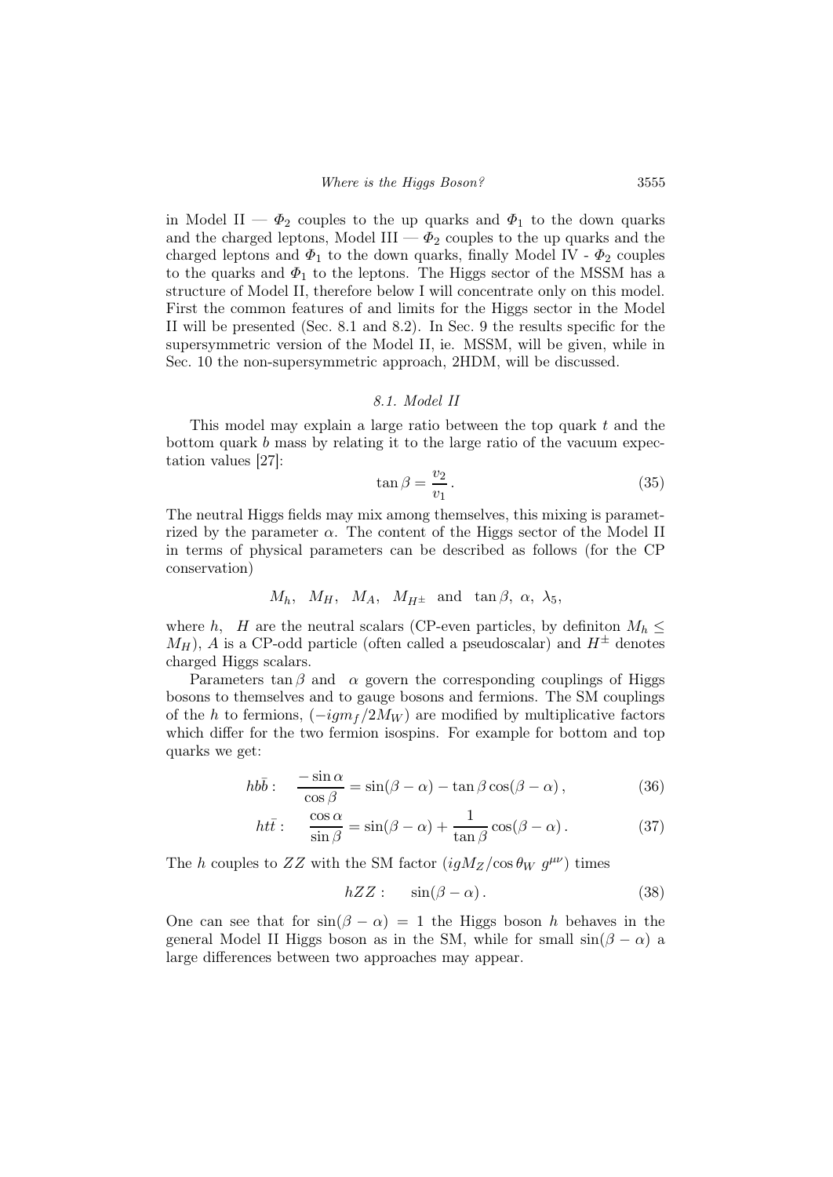in Model II — $\Phi_2$ couples to the up quarks and $\Phi_1$ to the down quarks and the charged leptons, Model III — $\Phi_2$ couples to the up quarks and the charged leptons and $\Phi_1$ to the down quarks, finally Model IV - $\Phi_2$ couples to the quarks and $\Phi_1$ to the leptons. The Higgs sector of the MSSM has a structure of Model II, therefore below I will concentrate only on this model. First the common features of and limits for the Higgs sector in the Model II will be presented (Sec. 8.1 and 8.2). In Sec. 9 the results specific for the supersymmetric version of the Model II, ie. MSSM, will be given, while in Sec. 10 the non-supersymmetric approach, 2HDM, will be discussed.

### *8.1. Model II*

This model may explain a large ratio between the top quark $t$ and the bottom quark $b$ mass by relating it to the large ratio of the vacuum expectation values [27]:

$$\tan\beta = \frac{v_2}{v_1}\,. \tag{35}$$

The neutral Higgs fields may mix among themselves, this mixing is parametrized by the parameter $\alpha$. The content of the Higgs sector of the Model II in terms of physical parameters can be described as follows (for the CP conservation)

$$M_h,\;\; M_H,\;\; M_A,\;\; M_{H^\pm}\;\; \text{and}\;\; \tan\beta,\; \alpha,\; \lambda_5,$$

where $h$, $H$ are the neutral scalars (CP-even particles, by definiton $M_h \leq M_H$), $A$ is a CP-odd particle (often called a pseudoscalar) and $H^\pm$ denotes charged Higgs scalars.

Parameters $\tan\beta$ and $\alpha$ govern the corresponding couplings of Higgs bosons to themselves and to gauge bosons and fermions. The SM couplings of the $h$ to fermions, $(-igm_f/2M_W)$ are modified by multiplicative factors which differ for the two fermion isospins. For example for bottom and top quarks we get:

$$h b\bar{b}: \quad \frac{-\sin\alpha}{\cos\beta} = \sin(\beta-\alpha) - \tan\beta\cos(\beta-\alpha)\,, \tag{36}$$

$$h t\bar{t}: \quad \frac{\cos\alpha}{\sin\beta} = \sin(\beta-\alpha) + \frac{1}{\tan\beta}\cos(\beta-\alpha)\,. \tag{37}$$

The $h$ couples to $ZZ$ with the SM factor $(igM_Z/\cos\theta_W\; g^{\mu\nu})$ times

$$hZZ: \quad \sin(\beta-\alpha)\,. \tag{38}$$

One can see that for $\sin(\beta-\alpha) = 1$ the Higgs boson $h$ behaves in the general Model II Higgs boson as in the SM, while for small $\sin(\beta-\alpha)$ a large differences between two approaches may appear.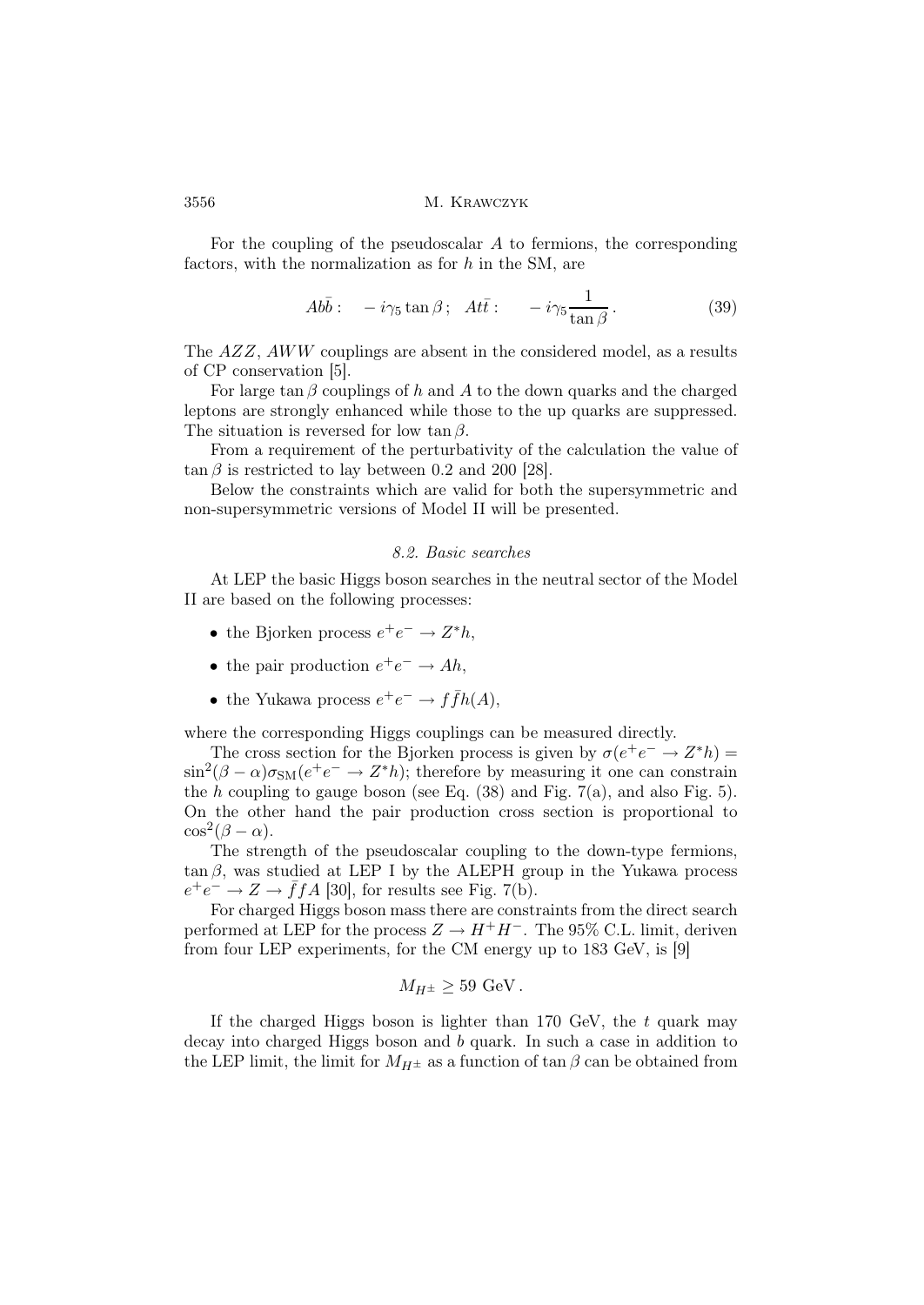For the coupling of the pseudoscalar $A$ to fermions, the corresponding factors, with the normalization as for $h$ in the SM, are

$$A b\bar{b}: \quad -i\gamma_5 \tan\beta\,; \quad A t\bar{t}: \qquad -i\gamma_5 \frac{1}{\tan\beta}\,. \tag{39}$$

The $AZZ$, $AWW$ couplings are absent in the considered model, as a results of CP conservation [5].

For large $\tan\beta$ couplings of $h$ and $A$ to the down quarks and the charged leptons are strongly enhanced while those to the up quarks are suppressed. The situation is reversed for low $\tan\beta$.

From a requirement of the perturbativity of the calculation the value of $\tan\beta$ is restricted to lay between 0.2 and 200 [28].

Below the constraints which are valid for both the supersymmetric and non-supersymmetric versions of Model II will be presented.

### *8.2. Basic searches*

At LEP the basic Higgs boson searches in the neutral sector of the Model II are based on the following processes:

- the Bjorken process $e^+e^- \to Z^*h$,
- the pair production $e^+e^- \to Ah$,
- the Yukawa process $e^+e^- \to f\bar{f}h(A)$,

where the corresponding Higgs couplings can be measured directly.

The cross section for the Bjorken process is given by $\sigma(e^+e^- \to Z^*h) = \sin^2(\beta-\alpha)\sigma_{\rm SM}(e^+e^- \to Z^*h)$; therefore by measuring it one can constrain the $h$ coupling to gauge boson (see Eq. (38) and Fig. 7(a), and also Fig. 5). On the other hand the pair production cross section is proportional to $\cos^2(\beta-\alpha)$.

The strength of the pseudoscalar coupling to the down-type fermions, $\tan\beta$, was studied at LEP I by the ALEPH group in the Yukawa process $e^+e^- \to Z \to \bar{f}fA$ [30], for results see Fig. 7(b).

For charged Higgs boson mass there are constraints from the direct search performed at LEP for the process $Z \to H^+H^-$. The 95% C.L. limit, deriven from four LEP experiments, for the CM energy up to 183 GeV, is [9]

$$M_{H^\pm} \geq 59 \text{ GeV}\,.$$

If the charged Higgs boson is lighter than 170 GeV, the $t$ quark may decay into charged Higgs boson and $b$ quark. In such a case in addition to the LEP limit, the limit for $M_{H^\pm}$ as a function of $\tan\beta$ can be obtained from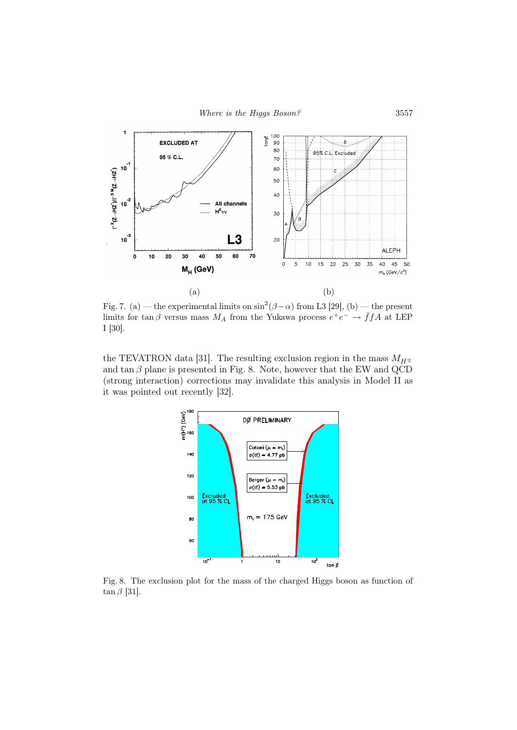Fig. 7. (a) — the experimental limits on $\sin^2(\beta-\alpha)$ from L3 [29], (b) — the present limits for $\tan\beta$ versus mass $M_A$ from the Yukawa process $e^+e^- \to \bar{f}fA$ at LEP I [30].

the TEVATRON data [31]. The resulting exclusion region in the mass $M_{H^\pm}$ and $\tan\beta$ plane is presented in Fig. 8. Note, however that the EW and QCD (strong interaction) corrections may invalidate this analysis in Model II as it was pointed out recently [32].

Fig. 8. The exclusion plot for the mass of the charged Higgs boson as function of $\tan\beta$ [31].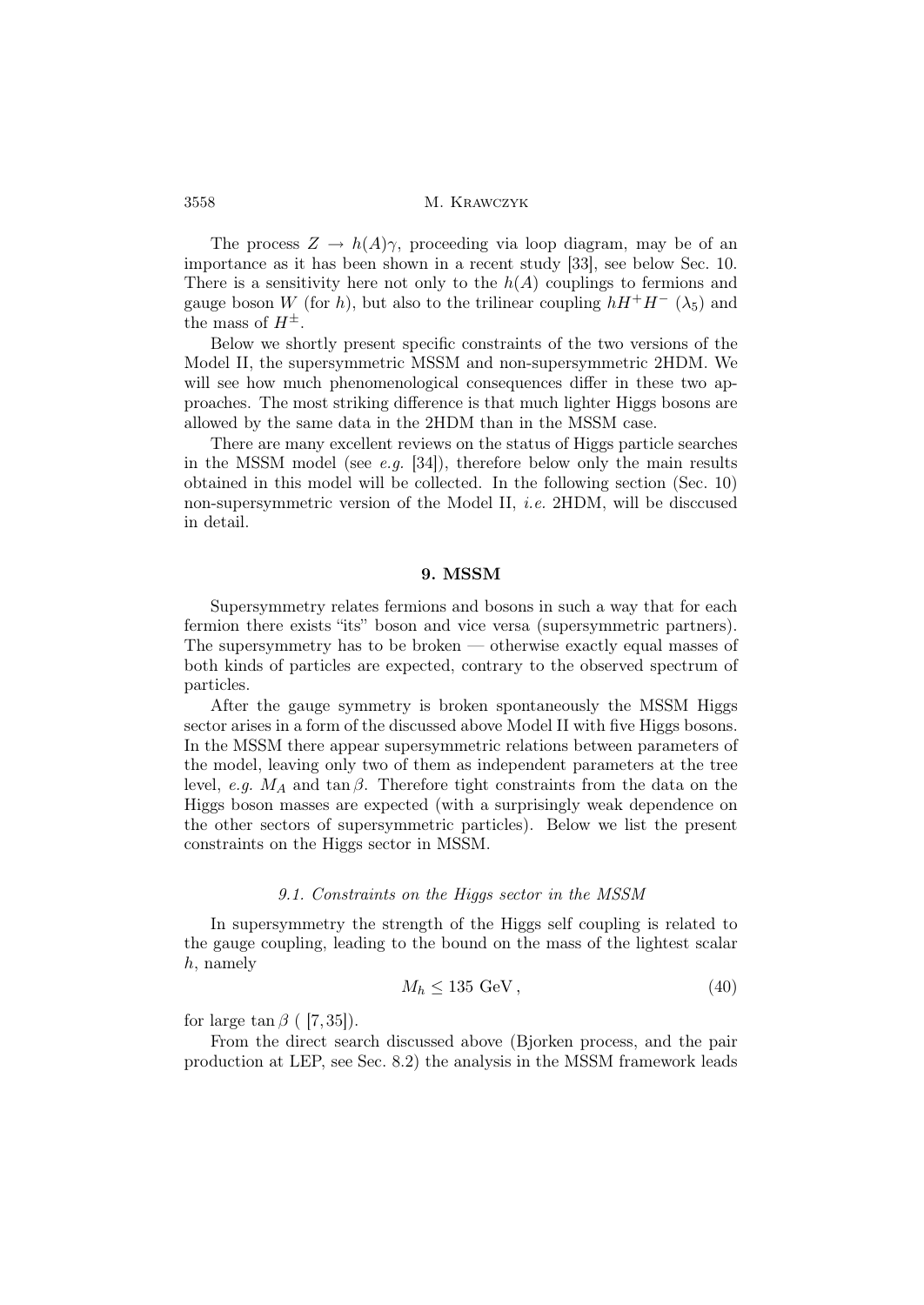The process $Z \to h(A)\gamma$, proceeding via loop diagram, may be of an importance as it has been shown in a recent study [33], see below Sec. 10. There is a sensitivity here not only to the $h(A)$ couplings to fermions and gauge boson $W$ (for $h$), but also to the trilinear coupling $hH^+H^-$ ($\lambda_5$) and the mass of $H^\pm$.

Below we shortly present specific constraints of the two versions of the Model II, the supersymmetric MSSM and non-supersymmetric 2HDM. We will see how much phenomenological consequences differ in these two approaches. The most striking difference is that much lighter Higgs bosons are allowed by the same data in the 2HDM than in the MSSM case.

There are many excellent reviews on the status of Higgs particle searches in the MSSM model (see *e.g.* [34]), therefore below only the main results obtained in this model will be collected. In the following section (Sec. 10) non-supersymmetric version of the Model II, *i.e.* 2HDM, will be disccused in detail.

## 9. MSSM

Supersymmetry relates fermions and bosons in such a way that for each fermion there exists "its" boson and vice versa (supersymmetric partners). The supersymmetry has to be broken — otherwise exactly equal masses of both kinds of particles are expected, contrary to the observed spectrum of particles.

After the gauge symmetry is broken spontaneously the MSSM Higgs sector arises in a form of the discussed above Model II with five Higgs bosons. In the MSSM there appear supersymmetric relations between parameters of the model, leaving only two of them as independent parameters at the tree level, *e.g.* $M_A$ and $\tan\beta$. Therefore tight constraints from the data on the Higgs boson masses are expected (with a surprisingly weak dependence on the other sectors of supersymmetric particles). Below we list the present constraints on the Higgs sector in MSSM.

### *9.1. Constraints on the Higgs sector in the MSSM*

In supersymmetry the strength of the Higgs self coupling is related to the gauge coupling, leading to the bound on the mass of the lightest scalar $h$, namely

$$M_h \leq 135 \text{ GeV}\,, \tag{40}$$

for large $\tan\beta$ ( [7,35]).

From the direct search discussed above (Bjorken process, and the pair production at LEP, see Sec. 8.2) the analysis in the MSSM framework leads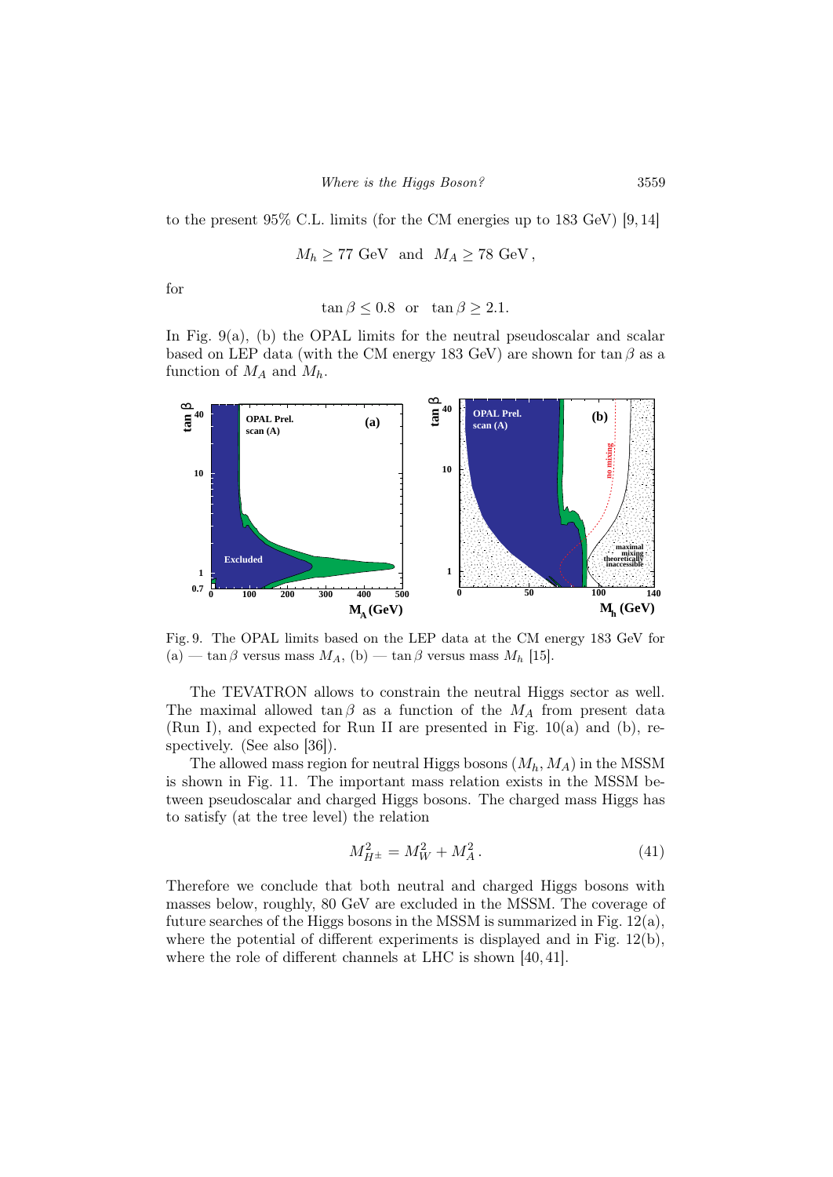to the present 95% C.L. limits (for the CM energies up to 183 GeV) [9, 14]

$$M_h \geq 77 \text{ GeV} \quad \text{and} \quad M_A \geq 78 \text{ GeV},$$

for

$$\tan\beta \leq 0.8 \quad \text{or} \quad \tan\beta \geq 2.1.$$

In Fig. 9(a), (b) the OPAL limits for the neutral pseudoscalar and scalar based on LEP data (with the CM energy 183 GeV) are shown for $\tan\beta$ as a function of $M_A$ and $M_h$.

Fig. 9. The OPAL limits based on the LEP data at the CM energy 183 GeV for (a) — $\tan\beta$ versus mass $M_A$, (b) — $\tan\beta$ versus mass $M_h$ [15].

The TEVATRON allows to constrain the neutral Higgs sector as well. The maximal allowed $\tan\beta$ as a function of the $M_A$ from present data (Run I), and expected for Run II are presented in Fig. 10(a) and (b), respectively. (See also [36]).

The allowed mass region for neutral Higgs bosons ($M_h$, $M_A$) in the MSSM is shown in Fig. 11. The important mass relation exists in the MSSM between pseudoscalar and charged Higgs bosons. The charged mass Higgs has to satisfy (at the tree level) the relation

$$M_{H^\pm}^2 = M_W^2 + M_A^2 \,. \tag{41}$$

Therefore we conclude that both neutral and charged Higgs bosons with masses below, roughly, 80 GeV are excluded in the MSSM. The coverage of future searches of the Higgs bosons in the MSSM is summarized in Fig. 12(a), where the potential of different experiments is displayed and in Fig. 12(b), where the role of different channels at LHC is shown [40, 41].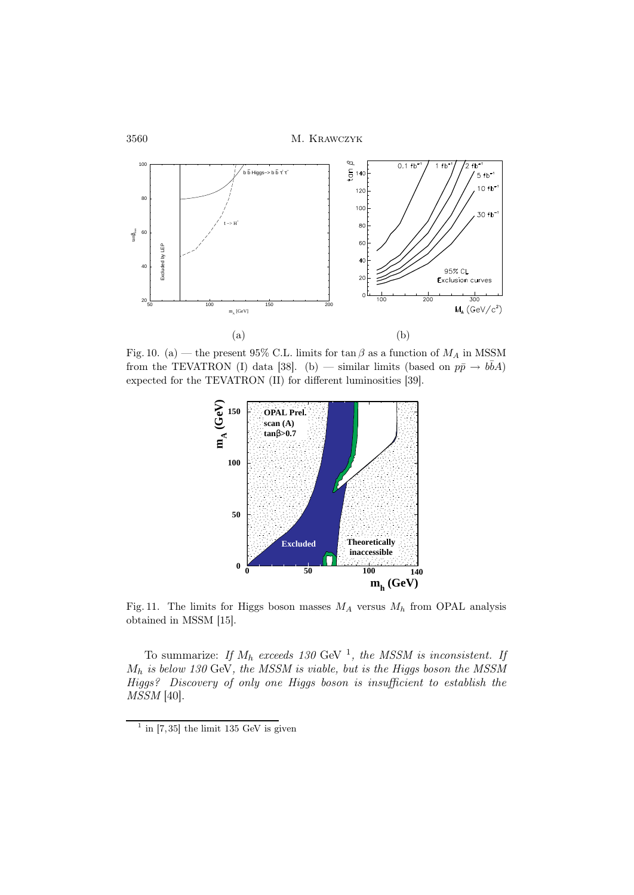(a) (b)

Fig. 10. (a) — the present 95% C.L. limits for $\tan\beta$ as a function of $M_A$ in MSSM from the TEVATRON (I) data [38]. (b) — similar limits (based on $p\bar{p} \to b\bar{b}A$) expected for the TEVATRON (II) for different luminosities [39].

Fig. 11. The limits for Higgs boson masses $M_A$ versus $M_h$ from OPAL analysis obtained in MSSM [15].

To summarize: *If $M_h$ exceeds 130* GeV [1]*, the MSSM is inconsistent. If $M_h$ is below 130* GeV*, the MSSM is viable, but is the Higgs boson the MSSM Higgs? Discovery of only one Higgs boson is insufficient to establish the MSSM* [40].

[1] in [7,35] the limit 135 GeV is given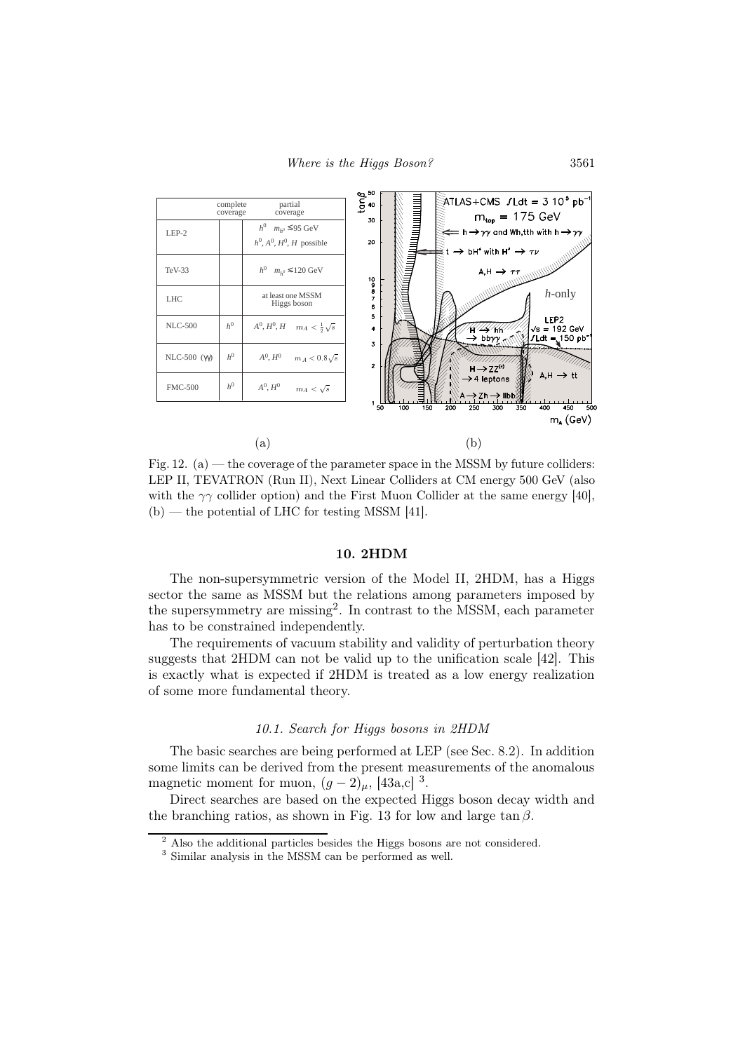| | complete coverage | partial coverage |
|---|---|---|
| LEP-2 | | $h^0$ $m_{h^0} \lesssim 95$ GeV<br>$h^0, A^0, H^0, H$ possible |
| TeV-33 | | $h^0$ $m_{h^0} \lesssim 120$ GeV |
| LHC | | at least one MSSM Higgs boson |
| NLC-500 | $h^0$ | $A^0, H^0, H$ $m_A < \frac{1}{2}\sqrt{s}$ |
| NLC-500 ($\gamma\gamma$) | $h^0$ | $A^0, H^0$ $m_A < 0.8\sqrt{s}$ |
| FMC-500 | $h^0$ | $A^0, H^0$ $m_A < \sqrt{s}$ |

(a) (b)

Fig. 12. (a) — the coverage of the parameter space in the MSSM by future colliders: LEP II, TEVATRON (Run II), Next Linear Colliders at CM energy 500 GeV (also with the $\gamma\gamma$ collider option) and the First Muon Collider at the same energy [40], (b) — the potential of LHC for testing MSSM [41].

## 10. 2HDM

The non-supersymmetric version of the Model II, 2HDM, has a Higgs sector the same as MSSM but the relations among parameters imposed by the supersymmetry are missing[2]. In contrast to the MSSM, each parameter has to be constrained independently.

The requirements of vacuum stability and validity of perturbation theory suggests that 2HDM can not be valid up to the unification scale [42]. This is exactly what is expected if 2HDM is treated as a low energy realization of some more fundamental theory.

### *10.1. Search for Higgs bosons in 2HDM*

The basic searches are being performed at LEP (see Sec. 8.2). In addition some limits can be derived from the present measurements of the anomalous magnetic moment for muon, $(g-2)_\mu$, [43a,c] [3].

Direct searches are based on the expected Higgs boson decay width and the branching ratios, as shown in Fig. 13 for low and large $\tan\beta$.

[2] Also the additional particles besides the Higgs bosons are not considered.

[3] Similar analysis in the MSSM can be performed as well.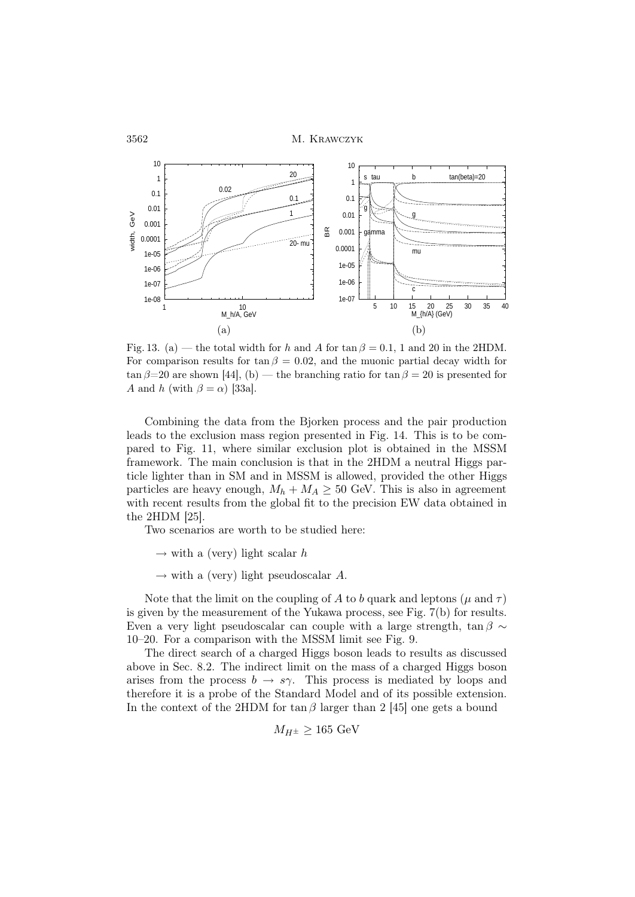Fig. 13. (a) — the total width for $h$ and $A$ for $\tan\beta = 0.1$, 1 and 20 in the 2HDM. For comparison results for $\tan\beta = 0.02$, and the muonic partial decay width for $\tan\beta$=20 are shown [44], (b) — the branching ratio for $\tan\beta = 20$ is presented for $A$ and $h$ (with $\beta = \alpha$) [33a].

Combining the data from the Bjorken process and the pair production leads to the exclusion mass region presented in Fig. 14. This is to be compared to Fig. 11, where similar exclusion plot is obtained in the MSSM framework. The main conclusion is that in the 2HDM a neutral Higgs particle lighter than in SM and in MSSM is allowed, provided the other Higgs particles are heavy enough, $M_h + M_A \geq 50$ GeV. This is also in agreement with recent results from the global fit to the precision EW data obtained in the 2HDM [25].

Two scenarios are worth to be studied here:

- $\rightarrow$ with a (very) light scalar $h$
- $\rightarrow$ with a (very) light pseudoscalar $A$.

Note that the limit on the coupling of $A$ to $b$ quark and leptons ($\mu$ and $\tau$) is given by the measurement of the Yukawa process, see Fig. 7(b) for results. Even a very light pseudoscalar can couple with a large strength, $\tan\beta \sim$ 10–20. For a comparison with the MSSM limit see Fig. 9.

The direct search of a charged Higgs boson leads to results as discussed above in Sec. 8.2. The indirect limit on the mass of a charged Higgs boson arises from the process $b \rightarrow s\gamma$. This process is mediated by loops and therefore it is a probe of the Standard Model and of its possible extension. In the context of the 2HDM for $\tan\beta$ larger than 2 [45] one gets a bound

$$M_{H^\pm} \geq 165 \text{ GeV}$$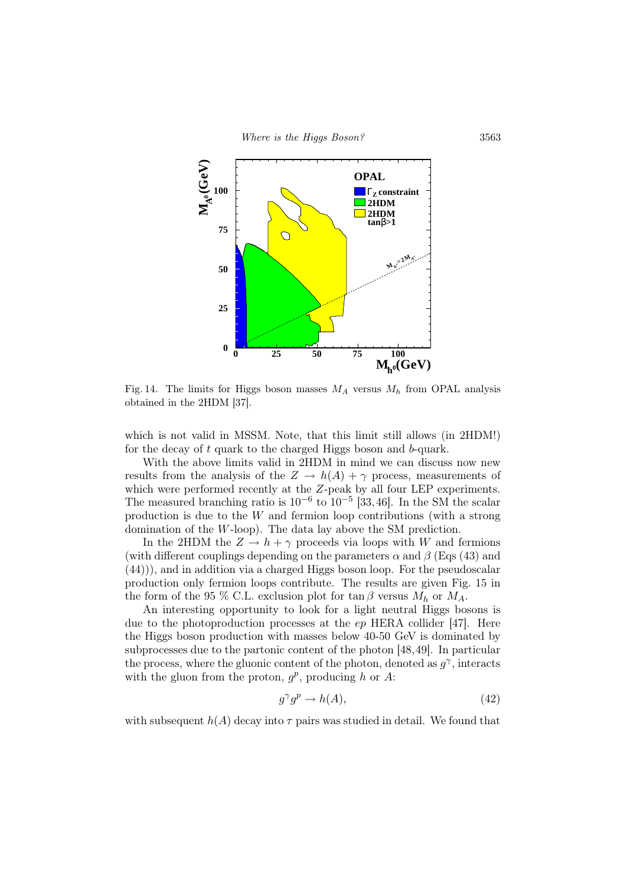Fig. 14. The limits for Higgs boson masses $M_A$ versus $M_h$ from OPAL analysis obtained in the 2HDM [37].

which is not valid in MSSM. Note, that this limit still allows (in 2HDM!) for the decay of $t$ quark to the charged Higgs boson and $b$-quark.

With the above limits valid in 2HDM in mind we can discuss now new results from the analysis of the $Z \to h(A) + \gamma$ process, measurements of which were performed recently at the $Z$-peak by all four LEP experiments. The measured branching ratio is $10^{-6}$ to $10^{-5}$ [33, 46]. In the SM the scalar production is due to the $W$ and fermion loop contributions (with a strong domination of the $W$-loop). The data lay above the SM prediction.

In the 2HDM the $Z \to h + \gamma$ proceeds via loops with $W$ and fermions (with different couplings depending on the parameters $\alpha$ and $\beta$ (Eqs (43) and (44))), and in addition via a charged Higgs boson loop. For the pseudoscalar production only fermion loops contribute. The results are given Fig. 15 in the form of the 95 % C.L. exclusion plot for $\tan\beta$ versus $M_h$ or $M_A$.

An interesting opportunity to look for a light neutral Higgs bosons is due to the photoproduction processes at the $ep$ HERA collider [47]. Here the Higgs boson production with masses below 40-50 GeV is dominated by subprocesses due to the partonic content of the photon [48, 49]. In particular the process, where the gluonic content of the photon, denoted as $g^\gamma$, interacts with the gluon from the proton, $g^p$, producing $h$ or $A$:

$$g^\gamma g^p \to h(A), \tag{42}$$

with subsequent $h(A)$ decay into $\tau$ pairs was studied in detail. We found that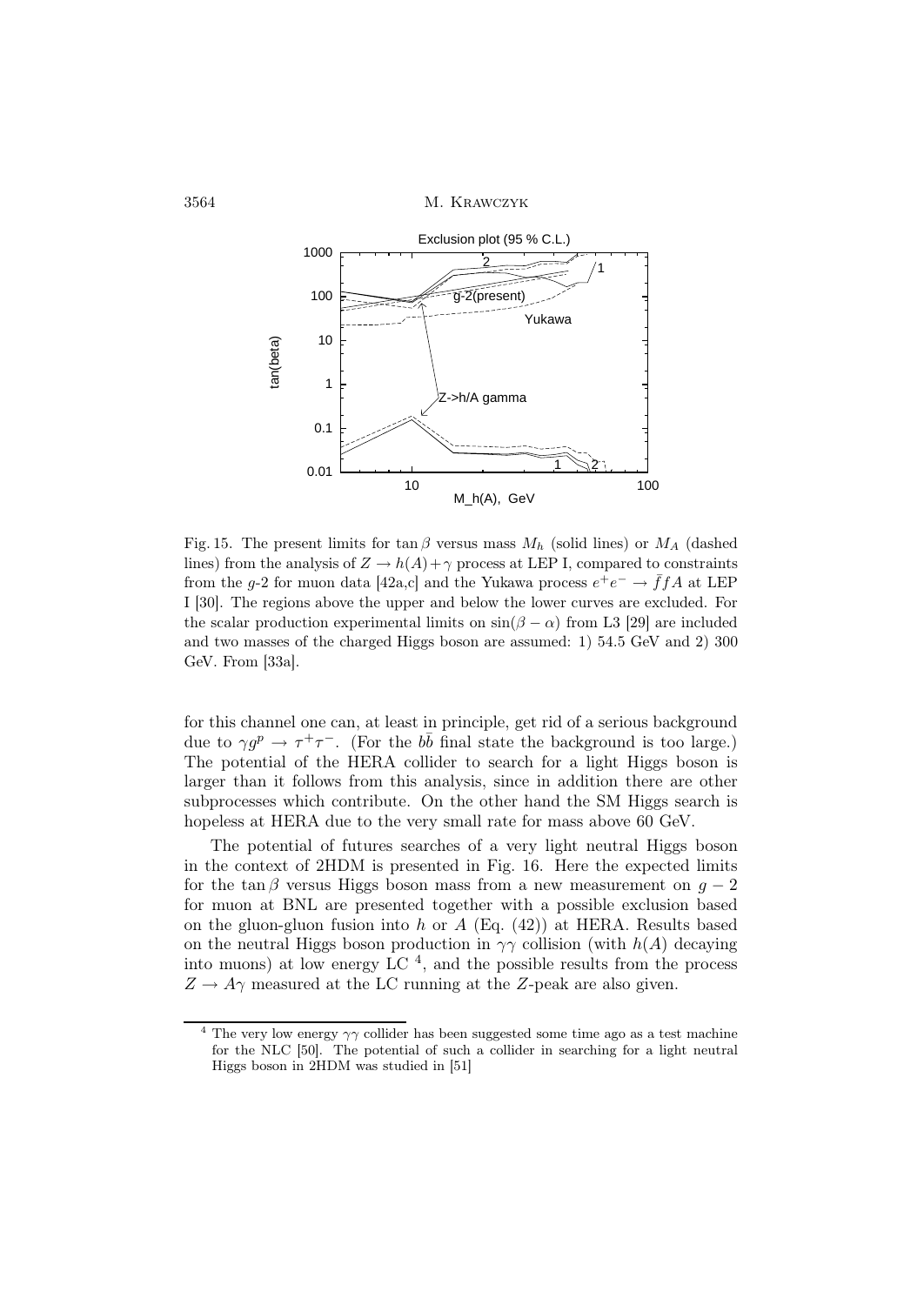Fig. 15. The present limits for $\tan\beta$ versus mass $M_h$ (solid lines) or $M_A$ (dashed lines) from the analysis of $Z \to h(A) + \gamma$ process at LEP I, compared to constraints from the $g$-2 for muon data [42a,c] and the Yukawa process $e^+e^- \to \bar{f}fA$ at LEP I [30]. The regions above the upper and below the lower curves are excluded. For the scalar production experimental limits on $\sin(\beta - \alpha)$ from L3 [29] are included and two masses of the charged Higgs boson are assumed: 1) 54.5 GeV and 2) 300 GeV. From [33a].

for this channel one can, at least in principle, get rid of a serious background due to $\gamma g^p \to \tau^+\tau^-$. (For the $b\bar{b}$ final state the background is too large.) The potential of the HERA collider to search for a light Higgs boson is larger than it follows from this analysis, since in addition there are other subprocesses which contribute. On the other hand the SM Higgs search is hopeless at HERA due to the very small rate for mass above 60 GeV.

The potential of futures searches of a very light neutral Higgs boson in the context of 2HDM is presented in Fig. 16. Here the expected limits for the $\tan\beta$ versus Higgs boson mass from a new measurement on $g-2$ for muon at BNL are presented together with a possible exclusion based on the gluon-gluon fusion into $h$ or $A$ (Eq. (42)) at HERA. Results based on the neutral Higgs boson production in $\gamma\gamma$ collision (with $h(A)$ decaying into muons) at low energy LC [4], and the possible results from the process $Z \to A\gamma$ measured at the LC running at the $Z$-peak are also given.

[4] The very low energy $\gamma\gamma$ collider has been suggested some time ago as a test machine for the NLC [50]. The potential of such a collider in searching for a light neutral Higgs boson in 2HDM was studied in [51]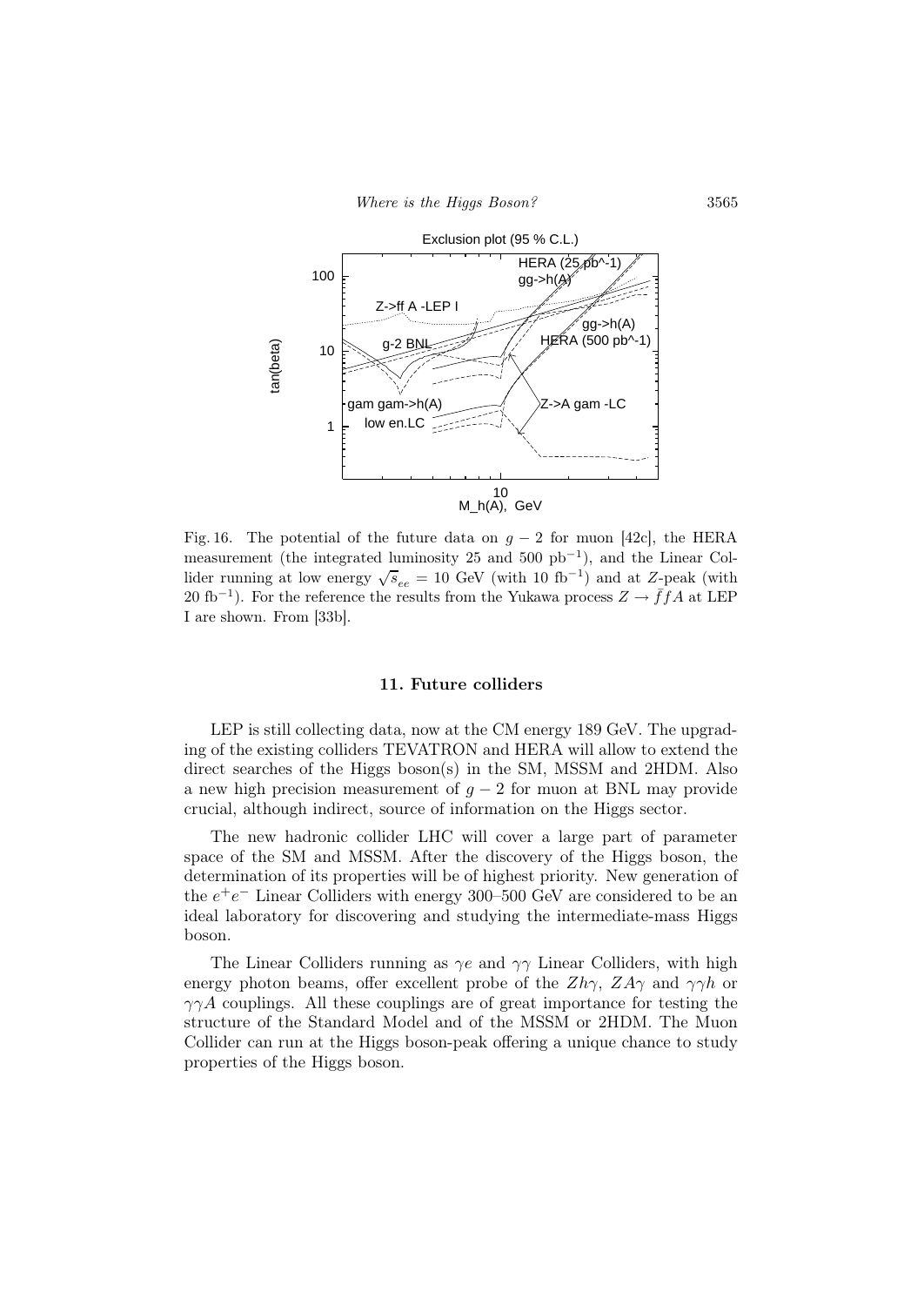Fig. 16. The potential of the future data on $g-2$ for muon [42c], the HERA measurement (the integrated luminosity 25 and 500 $\text{pb}^{-1}$), and the Linear Collider running at low energy $\sqrt{s}_{ee} = 10$ GeV (with 10 $\text{fb}^{-1}$) and at $Z$-peak (with 20 $\text{fb}^{-1}$). For the reference the results from the Yukawa process $Z \to \bar{f}fA$ at LEP I are shown. From [33b].

## 11. Future colliders

LEP is still collecting data, now at the CM energy 189 GeV. The upgrading of the existing colliders TEVATRON and HERA will allow to extend the direct searches of the Higgs boson(s) in the SM, MSSM and 2HDM. Also a new high precision measurement of $g-2$ for muon at BNL may provide crucial, although indirect, source of information on the Higgs sector.

The new hadronic collider LHC will cover a large part of parameter space of the SM and MSSM. After the discovery of the Higgs boson, the determination of its properties will be of highest priority. New generation of the $e^+e^-$ Linear Colliders with energy 300–500 GeV are considered to be an ideal laboratory for discovering and studying the intermediate-mass Higgs boson.

The Linear Colliders running as $\gamma e$ and $\gamma\gamma$ Linear Colliders, with high energy photon beams, offer excellent probe of the $Zh\gamma$, $ZA\gamma$ and $\gamma\gamma h$ or $\gamma\gamma A$ couplings. All these couplings are of great importance for testing the structure of the Standard Model and of the MSSM or 2HDM. The Muon Collider can run at the Higgs boson-peak offering a unique chance to study properties of the Higgs boson.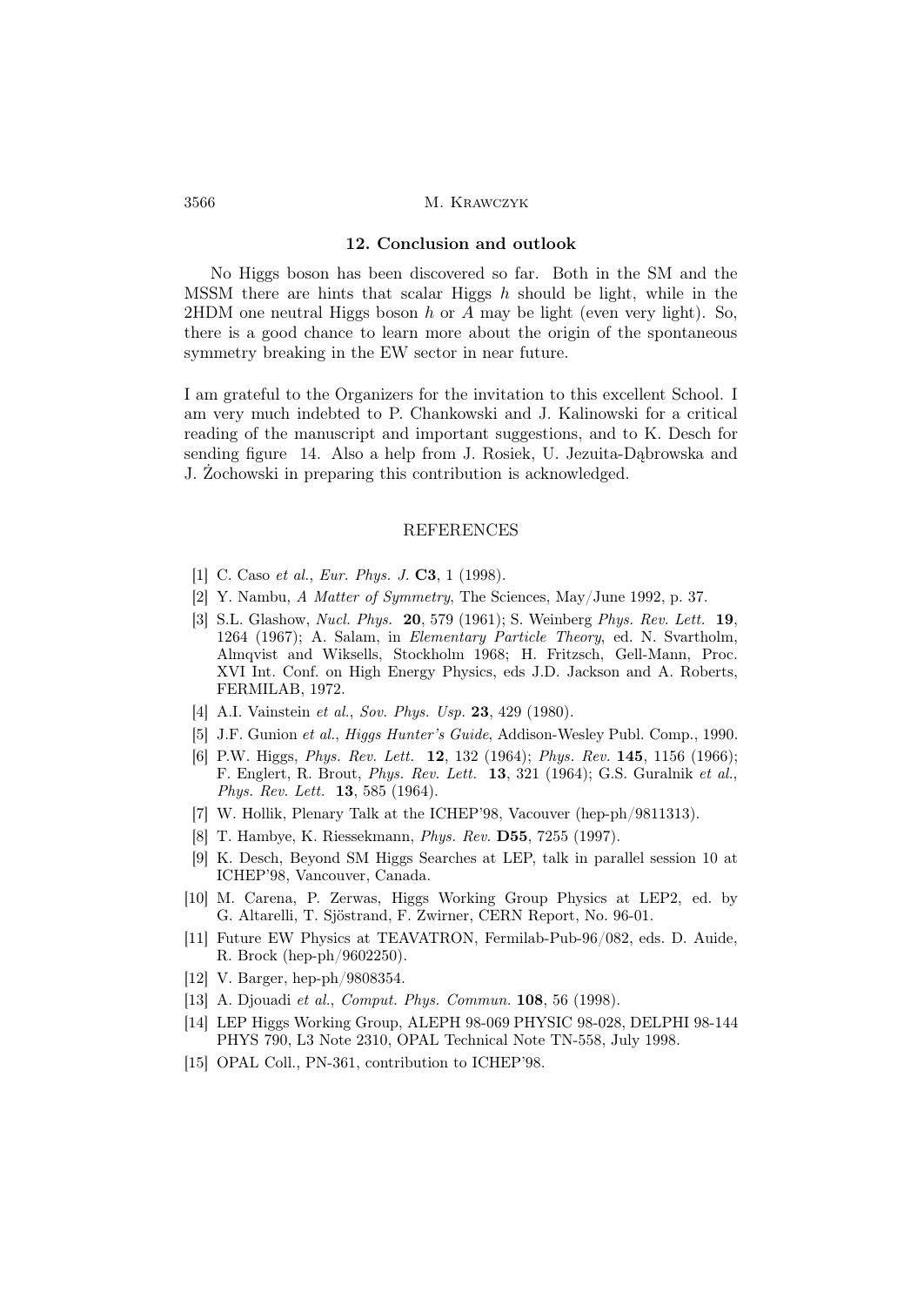## 12. Conclusion and outlook

No Higgs boson has been discovered so far. Both in the SM and the MSSM there are hints that scalar Higgs $h$ should be light, while in the 2HDM one neutral Higgs boson $h$ or $A$ may be light (even very light). So, there is a good chance to learn more about the origin of the spontaneous symmetry breaking in the EW sector in near future.

I am grateful to the Organizers for the invitation to this excellent School. I am very much indebted to P. Chankowski and J. Kalinowski for a critical reading of the manuscript and important suggestions, and to K. Desch for sending figure 14. Also a help from J. Rosiek, U. Jezuita-Dąbrowska and J. Żochowski in preparing this contribution is acknowledged.

## REFERENCES

- [1] C. Caso *et al.*, *Eur. Phys. J.* **C3**, 1 (1998).
- [2] Y. Nambu, *A Matter of Symmetry*, The Sciences, May/June 1992, p. 37.
- [3] S.L. Glashow, *Nucl. Phys.* **20**, 579 (1961); S. Weinberg *Phys. Rev. Lett.* **19**, 1264 (1967); A. Salam, in *Elementary Particle Theory*, ed. N. Svartholm, Almqvist and Wiksells, Stockholm 1968; H. Fritzsch, Gell-Mann, Proc. XVI Int. Conf. on High Energy Physics, eds J.D. Jackson and A. Roberts, FERMILAB, 1972.
- [4] A.I. Vainstein *et al.*, *Sov. Phys. Usp.* **23**, 429 (1980).
- [5] J.F. Gunion *et al.*, *Higgs Hunter's Guide*, Addison-Wesley Publ. Comp., 1990.
- [6] P.W. Higgs, *Phys. Rev. Lett.* **12**, 132 (1964); *Phys. Rev.* **145**, 1156 (1966); F. Englert, R. Brout, *Phys. Rev. Lett.* **13**, 321 (1964); G.S. Guralnik *et al.*, *Phys. Rev. Lett.* **13**, 585 (1964).
- [7] W. Hollik, Plenary Talk at the ICHEP'98, Vacouver (hep-ph/9811313).
- [8] T. Hambye, K. Riessekmann, *Phys. Rev.* **D55**, 7255 (1997).
- [9] K. Desch, Beyond SM Higgs Searches at LEP, talk in parallel session 10 at ICHEP'98, Vancouver, Canada.
- [10] M. Carena, P. Zerwas, Higgs Working Group Physics at LEP2, ed. by G. Altarelli, T. Sjöstrand, F. Zwirner, CERN Report, No. 96-01.
- [11] Future EW Physics at TEAVATRON, Fermilab-Pub-96/082, eds. D. Auide, R. Brock (hep-ph/9602250).
- [12] V. Barger, hep-ph/9808354.
- [13] A. Djouadi *et al.*, *Comput. Phys. Commun.* **108**, 56 (1998).
- [14] LEP Higgs Working Group, ALEPH 98-069 PHYSIC 98-028, DELPHI 98-144 PHYS 790, L3 Note 2310, OPAL Technical Note TN-558, July 1998.
- [15] OPAL Coll., PN-361, contribution to ICHEP'98.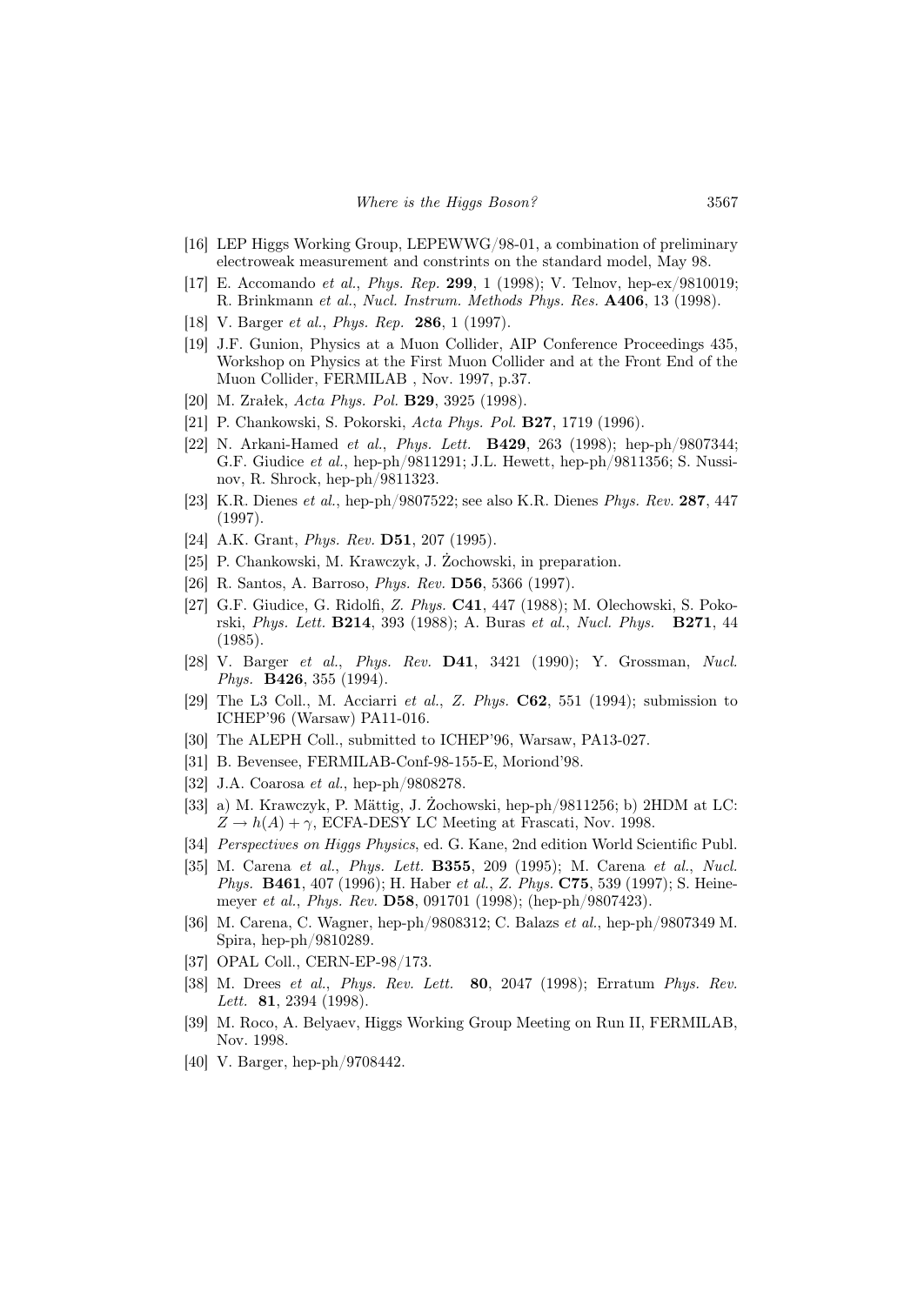[16] LEP Higgs Working Group, LEPEWWG/98-01, a combination of preliminary electroweak measurement and constrints on the standard model, May 98.

[17] E. Accomando *et al.*, *Phys. Rep.* **299**, 1 (1998); V. Telnov, hep-ex/9810019; R. Brinkmann *et al.*, *Nucl. Instrum. Methods Phys. Res.* **A406**, 13 (1998).

[18] V. Barger *et al.*, *Phys. Rep.* **286**, 1 (1997).

[19] J.F. Gunion, Physics at a Muon Collider, AIP Conference Proceedings 435, Workshop on Physics at the First Muon Collider and at the Front End of the Muon Collider, FERMILAB , Nov. 1997, p.37.

[20] M. Zrałek, *Acta Phys. Pol.* **B29**, 3925 (1998).

[21] P. Chankowski, S. Pokorski, *Acta Phys. Pol.* **B27**, 1719 (1996).

[22] N. Arkani-Hamed *et al.*, *Phys. Lett.* **B429**, 263 (1998); hep-ph/9807344; G.F. Giudice *et al.*, hep-ph/9811291; J.L. Hewett, hep-ph/9811356; S. Nussinov, R. Shrock, hep-ph/9811323.

[23] K.R. Dienes *et al.*, hep-ph/9807522; see also K.R. Dienes *Phys. Rev.* **287**, 447 (1997).

[24] A.K. Grant, *Phys. Rev.* **D51**, 207 (1995).

[25] P. Chankowski, M. Krawczyk, J. Żochowski, in preparation.

[26] R. Santos, A. Barroso, *Phys. Rev.* **D56**, 5366 (1997).

[27] G.F. Giudice, G. Ridolfi, *Z. Phys.* **C41**, 447 (1988); M. Olechowski, S. Pokorski, *Phys. Lett.* **B214**, 393 (1988); A. Buras *et al.*, *Nucl. Phys.* **B271**, 44 (1985).

[28] V. Barger *et al.*, *Phys. Rev.* **D41**, 3421 (1990); Y. Grossman, *Nucl. Phys.* **B426**, 355 (1994).

[29] The L3 Coll., M. Acciarri *et al.*, *Z. Phys.* **C62**, 551 (1994); submission to ICHEP'96 (Warsaw) PA11-016.

[30] The ALEPH Coll., submitted to ICHEP'96, Warsaw, PA13-027.

[31] B. Bevensee, FERMILAB-Conf-98-155-E, Moriond'98.

[32] J.A. Coarosa *et al.*, hep-ph/9808278.

[33] a) M. Krawczyk, P. Mättig, J. Żochowski, hep-ph/9811256; b) 2HDM at LC: $Z \to h(A) + \gamma$, ECFA-DESY LC Meeting at Frascati, Nov. 1998.

[34] *Perspectives on Higgs Physics*, ed. G. Kane, 2nd edition World Scientific Publ.

[35] M. Carena *et al.*, *Phys. Lett.* **B355**, 209 (1995); M. Carena *et al.*, *Nucl. Phys.* **B461**, 407 (1996); H. Haber *et al.*, *Z. Phys.* **C75**, 539 (1997); S. Heinemeyer *et al.*, *Phys. Rev.* **D58**, 091701 (1998); (hep-ph/9807423).

[36] M. Carena, C. Wagner, hep-ph/9808312; C. Balazs *et al.*, hep-ph/9807349 M. Spira, hep-ph/9810289.

[37] OPAL Coll., CERN-EP-98/173.

[38] M. Drees *et al.*, *Phys. Rev. Lett.* **80**, 2047 (1998); Erratum *Phys. Rev. Lett.* **81**, 2394 (1998).

[39] M. Roco, A. Belyaev, Higgs Working Group Meeting on Run II, FERMILAB, Nov. 1998.

[40] V. Barger, hep-ph/9708442.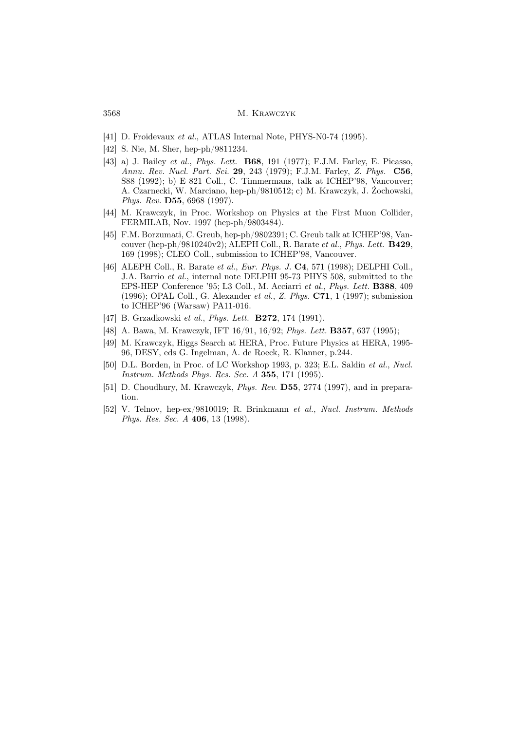[41] D. Froidevaux *et al.*, ATLAS Internal Note, PHYS-N0-74 (1995).

[42] S. Nie, M. Sher, hep-ph/9811234.

[43] a) J. Bailey *et al.*, *Phys. Lett.* **B68**, 191 (1977); F.J.M. Farley, E. Picasso, *Annu. Rev. Nucl. Part. Sci.* **29**, 243 (1979); F.J.M. Farley, *Z. Phys.* **C56**, S88 (1992); b) E 821 Coll., C. Timmermans, talk at ICHEP'98, Vancouver; A. Czarnecki, W. Marciano, hep-ph/9810512; c) M. Krawczyk, J. Żochowski, *Phys. Rev.* **D55**, 6968 (1997).

[44] M. Krawczyk, in Proc. Workshop on Physics at the First Muon Collider, FERMILAB, Nov. 1997 (hep-ph/9803484).

[45] F.M. Borzumati, C. Greub, hep-ph/9802391; C. Greub talk at ICHEP'98, Vancouver (hep-ph/9810240v2); ALEPH Coll., R. Barate *et al.*, *Phys. Lett.* **B429**, 169 (1998); CLEO Coll., submission to ICHEP'98, Vancouver.

[46] ALEPH Coll., R. Barate *et al.*, *Eur. Phys. J.* **C4**, 571 (1998); DELPHI Coll., J.A. Barrio *et al.*, internal note DELPHI 95-73 PHYS 508, submitted to the EPS-HEP Conference '95; L3 Coll., M. Acciarri *et al.*, *Phys. Lett.* **B388**, 409 (1996); OPAL Coll., G. Alexander *et al.*, *Z. Phys.* **C71**, 1 (1997); submission to ICHEP'96 (Warsaw) PA11-016.

[47] B. Grzadkowski *et al.*, *Phys. Lett.* **B272**, 174 (1991).

[48] A. Bawa, M. Krawczyk, IFT 16/91, 16/92; *Phys. Lett.* **B357**, 637 (1995);

[49] M. Krawczyk, Higgs Search at HERA, Proc. Future Physics at HERA, 1995-96, DESY, eds G. Ingelman, A. de Roeck, R. Klanner, p.244.

[50] D.L. Borden, in Proc. of LC Workshop 1993, p. 323; E.L. Saldin *et al.*, *Nucl. Instrum. Methods Phys. Res. Sec. A* **355**, 171 (1995).

[51] D. Choudhury, M. Krawczyk, *Phys. Rev.* **D55**, 2774 (1997), and in preparation.

[52] V. Telnov, hep-ex/9810019; R. Brinkmann *et al.*, *Nucl. Instrum. Methods Phys. Res. Sec. A* **406**, 13 (1998).